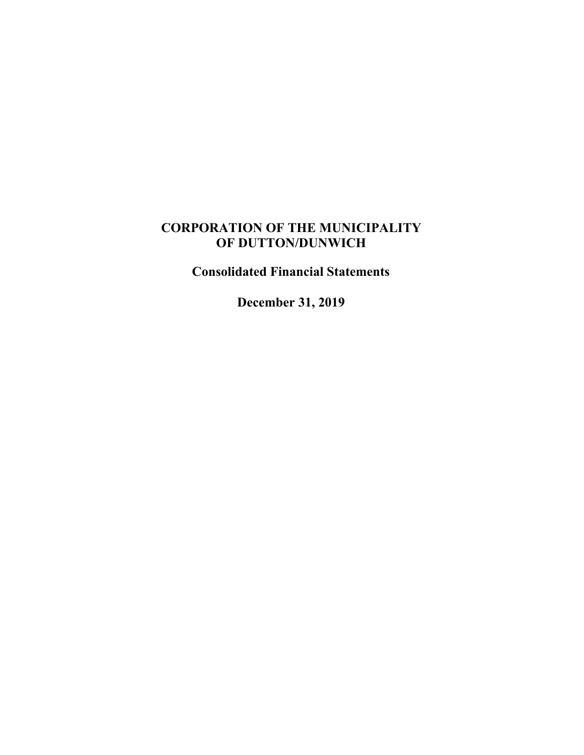# CORPORATION OF THE MUNICIPALITY OF DUTTON/DUNWICH

## Consolidated Financial Statements

## December 31, 2019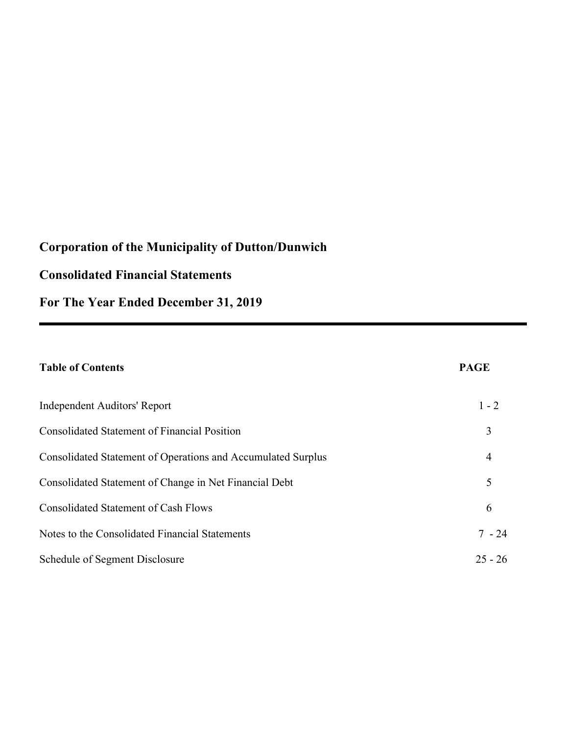# Corporation of the Municipality of Dutton/Dunwich

## Consolidated Financial Statements

## For The Year Ended December 31, 2019

---

| **Table of Contents** | **PAGE** |
|---|---|
| Independent Auditors' Report | 1 - 2 |
| Consolidated Statement of Financial Position | 3 |
| Consolidated Statement of Operations and Accumulated Surplus | 4 |
| Consolidated Statement of Change in Net Financial Debt | 5 |
| Consolidated Statement of Cash Flows | 6 |
| Notes to the Consolidated Financial Statements | 7 - 24 |
| Schedule of Segment Disclosure | 25 - 26 |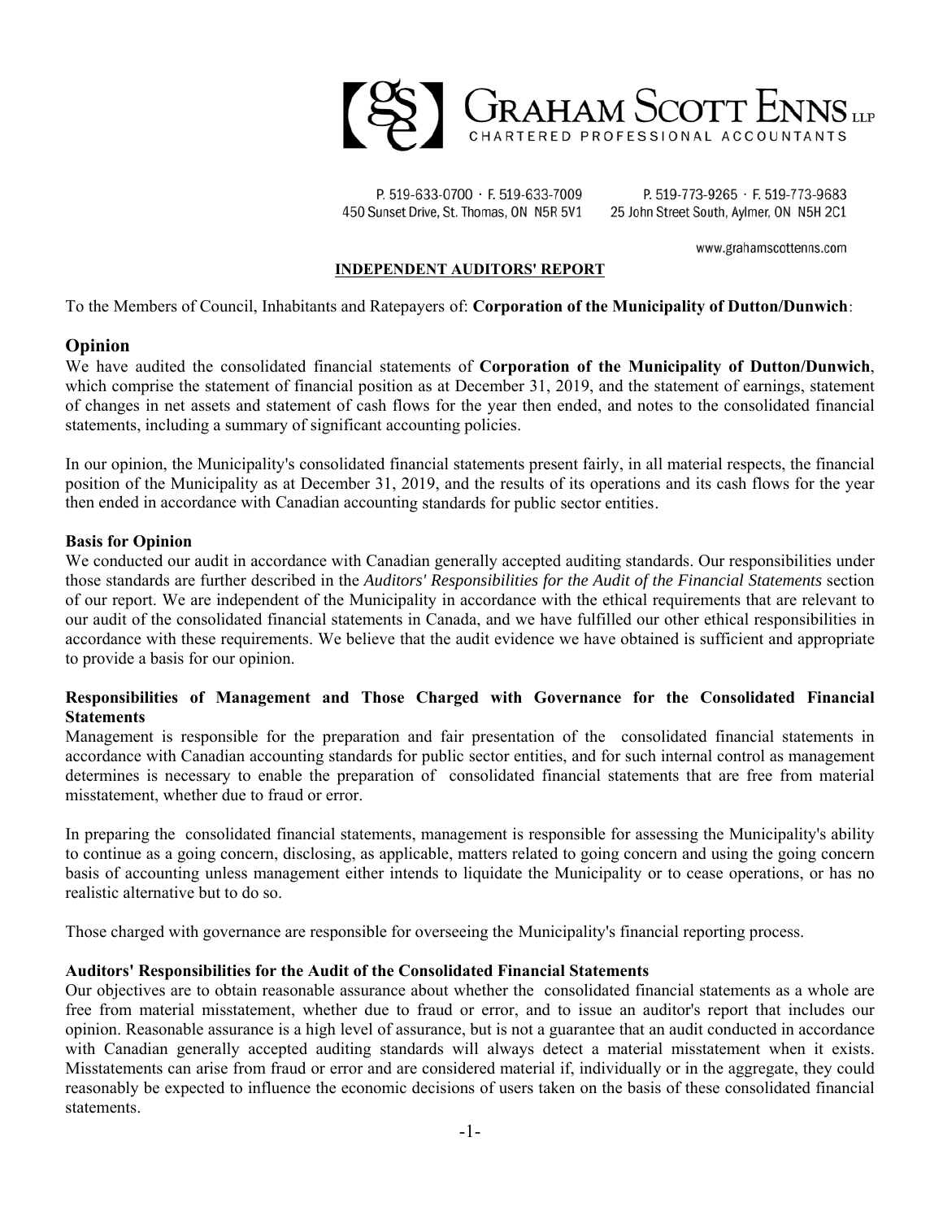**GRAHAM SCOTT ENNS LLP**
CHARTERED PROFESSIONAL ACCOUNTANTS

P. 519-633-0700 · F. 519-633-7009
450 Sunset Drive, St. Thomas, ON N5R 5V1

P. 519-773-9265 · F. 519-773-9683
25 John Street South, Aylmer, ON N5H 2C1

www.grahamscottenns.com

## INDEPENDENT AUDITORS' REPORT

To the Members of Council, Inhabitants and Ratepayers of: **Corporation of the Municipality of Dutton/Dunwich**:

## Opinion

We have audited the consolidated financial statements of **Corporation of the Municipality of Dutton/Dunwich**, which comprise the statement of financial position as at December 31, 2019, and the statement of earnings, statement of changes in net assets and statement of cash flows for the year then ended, and notes to the consolidated financial statements, including a summary of significant accounting policies.

In our opinion, the Municipality's consolidated financial statements present fairly, in all material respects, the financial position of the Municipality as at December 31, 2019, and the results of its operations and its cash flows for the year then ended in accordance with Canadian accounting standards for public sector entities.

### Basis for Opinion

We conducted our audit in accordance with Canadian generally accepted auditing standards. Our responsibilities under those standards are further described in the *Auditors' Responsibilities for the Audit of the Financial Statements* section of our report. We are independent of the Municipality in accordance with the ethical requirements that are relevant to our audit of the consolidated financial statements in Canada, and we have fulfilled our other ethical responsibilities in accordance with these requirements. We believe that the audit evidence we have obtained is sufficient and appropriate to provide a basis for our opinion.

### Responsibilities of Management and Those Charged with Governance for the Consolidated Financial Statements

Management is responsible for the preparation and fair presentation of the consolidated financial statements in accordance with Canadian accounting standards for public sector entities, and for such internal control as management determines is necessary to enable the preparation of consolidated financial statements that are free from material misstatement, whether due to fraud or error.

In preparing the consolidated financial statements, management is responsible for assessing the Municipality's ability to continue as a going concern, disclosing, as applicable, matters related to going concern and using the going concern basis of accounting unless management either intends to liquidate the Municipality or to cease operations, or has no realistic alternative but to do so.

Those charged with governance are responsible for overseeing the Municipality's financial reporting process.

### Auditors' Responsibilities for the Audit of the Consolidated Financial Statements

Our objectives are to obtain reasonable assurance about whether the consolidated financial statements as a whole are free from material misstatement, whether due to fraud or error, and to issue an auditor's report that includes our opinion. Reasonable assurance is a high level of assurance, but is not a guarantee that an audit conducted in accordance with Canadian generally accepted auditing standards will always detect a material misstatement when it exists. Misstatements can arise from fraud or error and are considered material if, individually or in the aggregate, they could reasonably be expected to influence the economic decisions of users taken on the basis of these consolidated financial statements.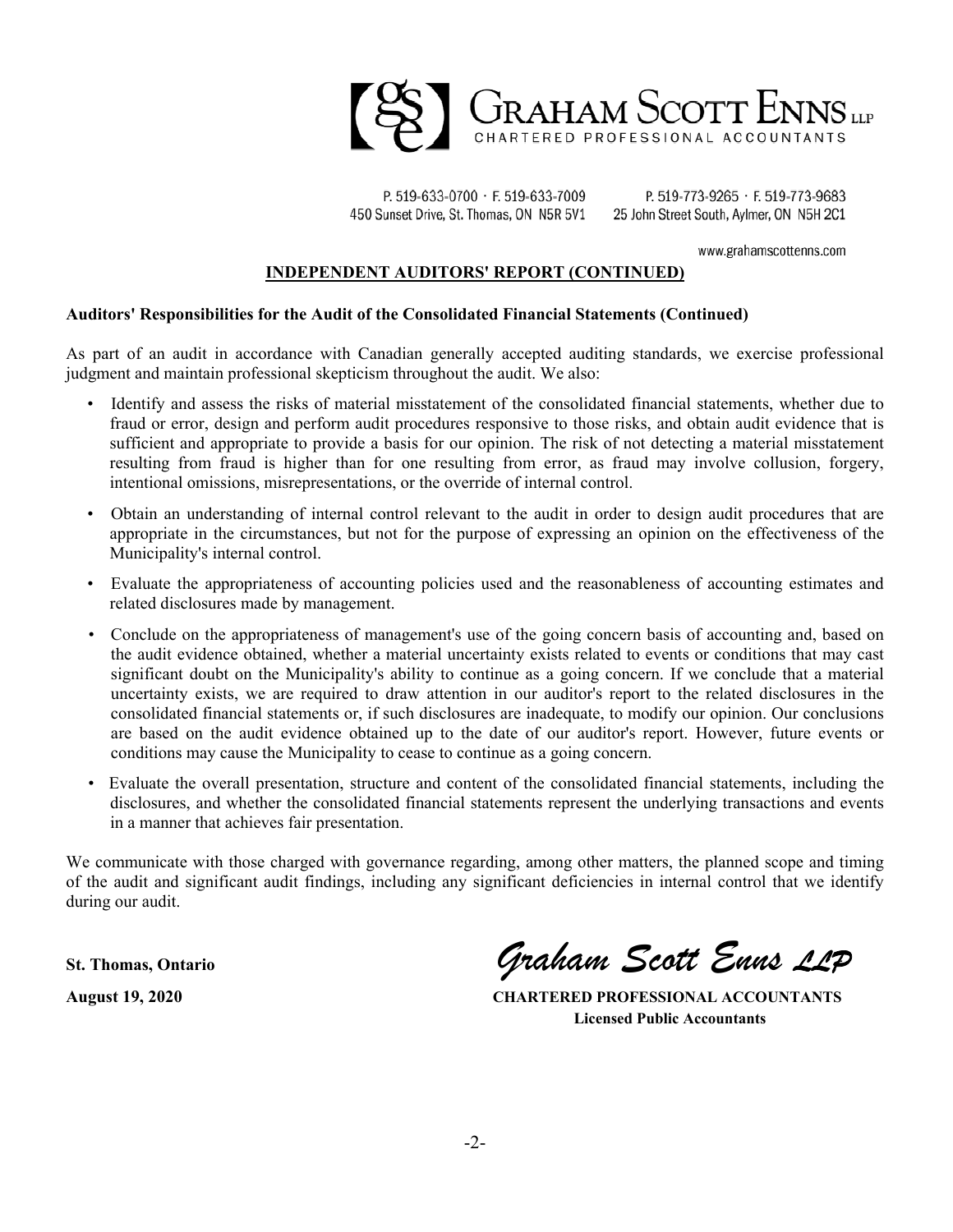**GRAHAM SCOTT ENNS LLP**
CHARTERED PROFESSIONAL ACCOUNTANTS

P. 519-633-0700 · F. 519-633-7009
450 Sunset Drive, St. Thomas, ON N5R 5V1

P. 519-773-9265 · F. 519-773-9683
25 John Street South, Aylmer, ON N5H 2C1

www.grahamscottenns.com

## INDEPENDENT AUDITORS' REPORT (CONTINUED)

**Auditors' Responsibilities for the Audit of the Consolidated Financial Statements (Continued)**

As part of an audit in accordance with Canadian generally accepted auditing standards, we exercise professional judgment and maintain professional skepticism throughout the audit. We also:

- Identify and assess the risks of material misstatement of the consolidated financial statements, whether due to fraud or error, design and perform audit procedures responsive to those risks, and obtain audit evidence that is sufficient and appropriate to provide a basis for our opinion. The risk of not detecting a material misstatement resulting from fraud is higher than for one resulting from error, as fraud may involve collusion, forgery, intentional omissions, misrepresentations, or the override of internal control.
- Obtain an understanding of internal control relevant to the audit in order to design audit procedures that are appropriate in the circumstances, but not for the purpose of expressing an opinion on the effectiveness of the Municipality's internal control.
- Evaluate the appropriateness of accounting policies used and the reasonableness of accounting estimates and related disclosures made by management.
- Conclude on the appropriateness of management's use of the going concern basis of accounting and, based on the audit evidence obtained, whether a material uncertainty exists related to events or conditions that may cast significant doubt on the Municipality's ability to continue as a going concern. If we conclude that a material uncertainty exists, we are required to draw attention in our auditor's report to the related disclosures in the consolidated financial statements or, if such disclosures are inadequate, to modify our opinion. Our conclusions are based on the audit evidence obtained up to the date of our auditor's report. However, future events or conditions may cause the Municipality to cease to continue as a going concern.
- Evaluate the overall presentation, structure and content of the consolidated financial statements, including the disclosures, and whether the consolidated financial statements represent the underlying transactions and events in a manner that achieves fair presentation.

We communicate with those charged with governance regarding, among other matters, the planned scope and timing of the audit and significant audit findings, including any significant deficiencies in internal control that we identify during our audit.

**St. Thomas, Ontario**

**August 19, 2020**

*Graham Scott Enns LLP*

**CHARTERED PROFESSIONAL ACCOUNTANTS**
**Licensed Public Accountants**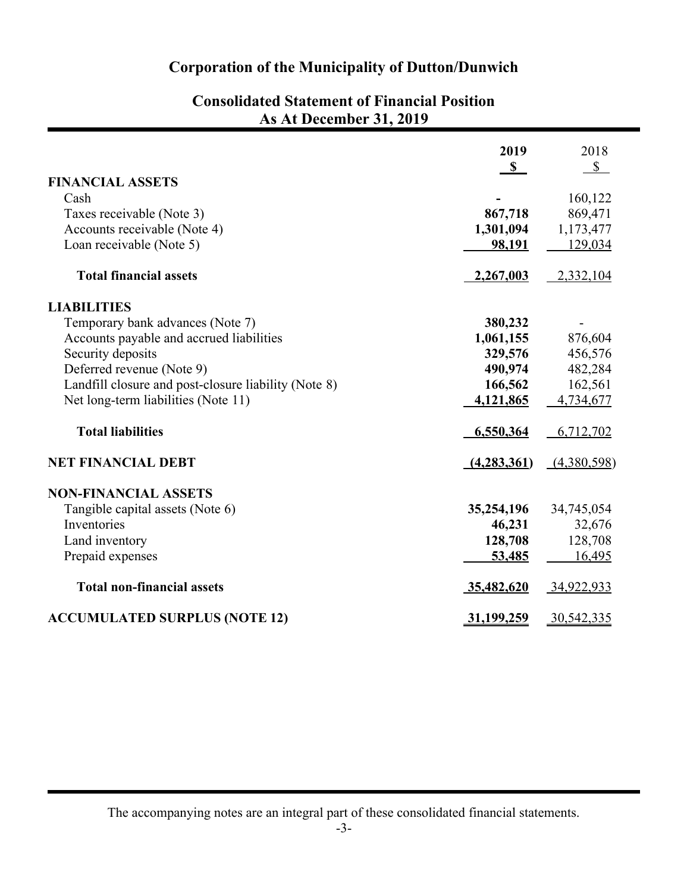# Corporation of the Municipality of Dutton/Dunwich

## Consolidated Statement of Financial Position
## As At December 31, 2019

| | **2019** | 2018 |
|---|---|---|
| | **$** | $ |
| **FINANCIAL ASSETS** | | |
| Cash | **-** | 160,122 |
| Taxes receivable (Note 3) | **867,718** | 869,471 |
| Accounts receivable (Note 4) | **1,301,094** | 1,173,477 |
| Loan receivable (Note 5) | **98,191** | 129,034 |
| **Total financial assets** | **2,267,003** | 2,332,104 |
| **LIABILITIES** | | |
| Temporary bank advances (Note 7) | **380,232** | - |
| Accounts payable and accrued liabilities | **1,061,155** | 876,604 |
| Security deposits | **329,576** | 456,576 |
| Deferred revenue (Note 9) | **490,974** | 482,284 |
| Landfill closure and post-closure liability (Note 8) | **166,562** | 162,561 |
| Net long-term liabilities (Note 11) | **4,121,865** | 4,734,677 |
| **Total liabilities** | **6,550,364** | 6,712,702 |
| **NET FINANCIAL DEBT** | **(4,283,361)** | (4,380,598) |
| **NON-FINANCIAL ASSETS** | | |
| Tangible capital assets (Note 6) | **35,254,196** | 34,745,054 |
| Inventories | **46,231** | 32,676 |
| Land inventory | **128,708** | 128,708 |
| Prepaid expenses | **53,485** | 16,495 |
| **Total non-financial assets** | **35,482,620** | 34,922,933 |
| **ACCUMULATED SURPLUS (NOTE 12)** | **31,199,259** | 30,542,335 |

The accompanying notes are an integral part of these consolidated financial statements.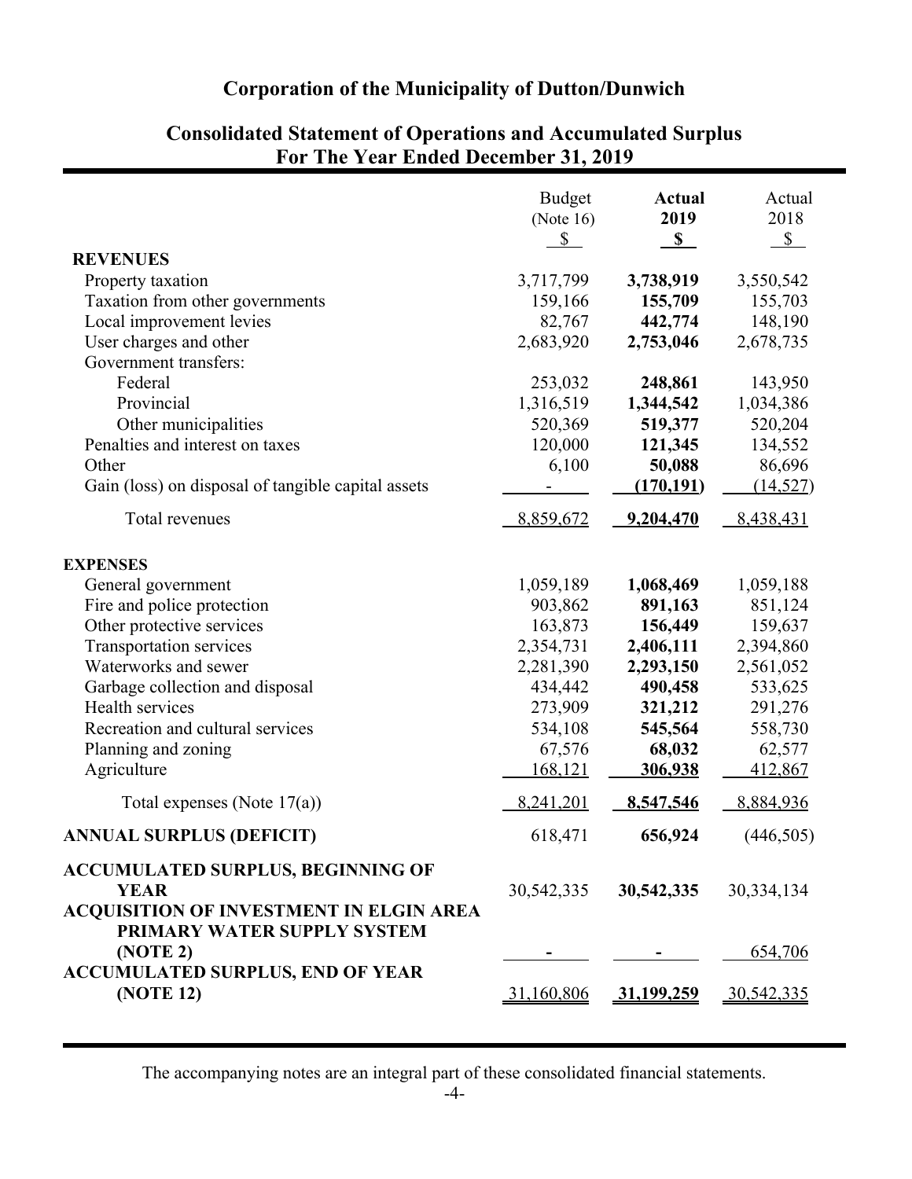# Corporation of the Municipality of Dutton/Dunwich

## Consolidated Statement of Operations and Accumulated Surplus
## For The Year Ended December 31, 2019

| | Budget (Note 16) $ | **Actual 2019 $** | Actual 2018 $ |
|---|---|---|---|
| **REVENUES** | | | |
| Property taxation | 3,717,799 | **3,738,919** | 3,550,542 |
| Taxation from other governments | 159,166 | **155,709** | 155,703 |
| Local improvement levies | 82,767 | **442,774** | 148,190 |
| User charges and other | 2,683,920 | **2,753,046** | 2,678,735 |
| Government transfers: | | | |
| Federal | 253,032 | **248,861** | 143,950 |
| Provincial | 1,316,519 | **1,344,542** | 1,034,386 |
| Other municipalities | 520,369 | **519,377** | 520,204 |
| Penalties and interest on taxes | 120,000 | **121,345** | 134,552 |
| Other | 6,100 | **50,088** | 86,696 |
| Gain (loss) on disposal of tangible capital assets | - | **(170,191)** | (14,527) |
| Total revenues | 8,859,672 | **9,204,470** | 8,438,431 |
| **EXPENSES** | | | |
| General government | 1,059,189 | **1,068,469** | 1,059,188 |
| Fire and police protection | 903,862 | **891,163** | 851,124 |
| Other protective services | 163,873 | **156,449** | 159,637 |
| Transportation services | 2,354,731 | **2,406,111** | 2,394,860 |
| Waterworks and sewer | 2,281,390 | **2,293,150** | 2,561,052 |
| Garbage collection and disposal | 434,442 | **490,458** | 533,625 |
| Health services | 273,909 | **321,212** | 291,276 |
| Recreation and cultural services | 534,108 | **545,564** | 558,730 |
| Planning and zoning | 67,576 | **68,032** | 62,577 |
| Agriculture | 168,121 | **306,938** | 412,867 |
| Total expenses (Note 17(a)) | 8,241,201 | **8,547,546** | 8,884,936 |
| **ANNUAL SURPLUS (DEFICIT)** | 618,471 | **656,924** | (446,505) |
| **ACCUMULATED SURPLUS, BEGINNING OF YEAR** | 30,542,335 | **30,542,335** | 30,334,134 |
| **ACQUISITION OF INVESTMENT IN ELGIN AREA PRIMARY WATER SUPPLY SYSTEM (NOTE 2)** | - | **-** | 654,706 |
| **ACCUMULATED SURPLUS, END OF YEAR (NOTE 12)** | 31,160,806 | **31,199,259** | 30,542,335 |

The accompanying notes are an integral part of these consolidated financial statements.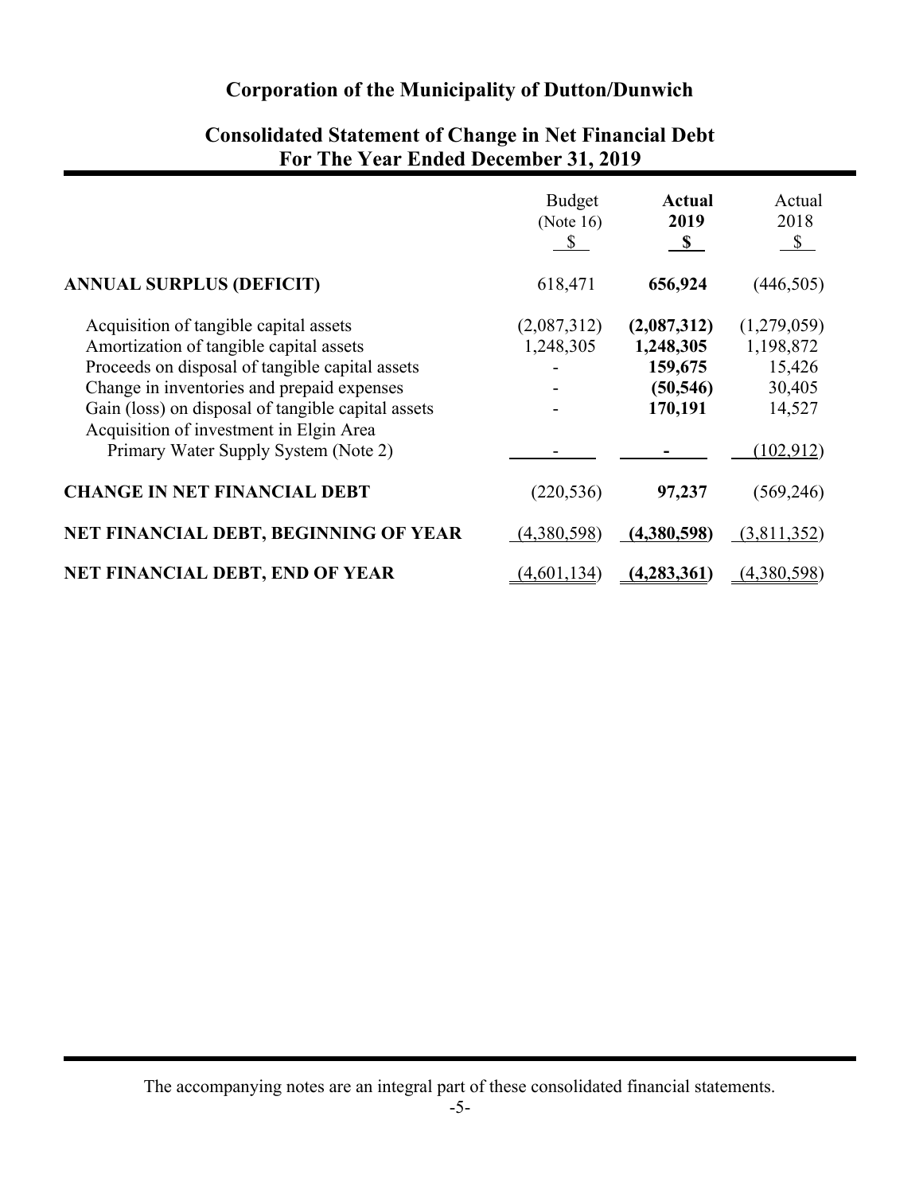# Corporation of the Municipality of Dutton/Dunwich

## Consolidated Statement of Change in Net Financial Debt
## For The Year Ended December 31, 2019

| | Budget (Note 16) $ | **Actual 2019 $** | Actual 2018 $ |
|---|---|---|---|
| **ANNUAL SURPLUS (DEFICIT)** | 618,471 | **656,924** | (446,505) |
| Acquisition of tangible capital assets | (2,087,312) | **(2,087,312)** | (1,279,059) |
| Amortization of tangible capital assets | 1,248,305 | **1,248,305** | 1,198,872 |
| Proceeds on disposal of tangible capital assets | - | **159,675** | 15,426 |
| Change in inventories and prepaid expenses | - | **(50,546)** | 30,405 |
| Gain (loss) on disposal of tangible capital assets | - | **170,191** | 14,527 |
| Acquisition of investment in Elgin Area Primary Water Supply System (Note 2) | - | **-** | (102,912) |
| **CHANGE IN NET FINANCIAL DEBT** | (220,536) | **97,237** | (569,246) |
| **NET FINANCIAL DEBT, BEGINNING OF YEAR** | (4,380,598) | **(4,380,598)** | (3,811,352) |
| **NET FINANCIAL DEBT, END OF YEAR** | (4,601,134) | **(4,283,361)** | (4,380,598) |

The accompanying notes are an integral part of these consolidated financial statements.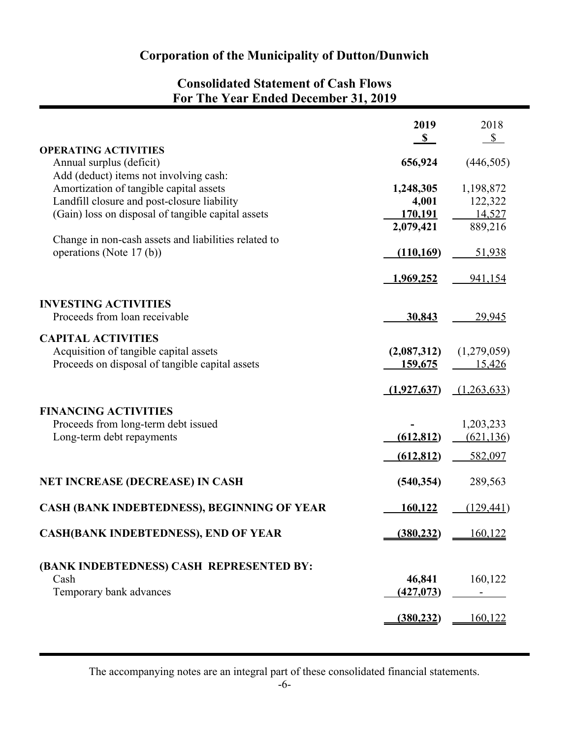# Corporation of the Municipality of Dutton/Dunwich

## Consolidated Statement of Cash Flows
## For The Year Ended December 31, 2019

| | 2019 $ | 2018 $ |
|---|---|---|
| **OPERATING ACTIVITIES** | | |
| Annual surplus (deficit) | **656,924** | (446,505) |
| Add (deduct) items not involving cash: | | |
| Amortization of tangible capital assets | **1,248,305** | 1,198,872 |
| Landfill closure and post-closure liability | **4,001** | 122,322 |
| (Gain) loss on disposal of tangible capital assets | **170,191** | 14,527 |
| | **2,079,421** | 889,216 |
| Change in non-cash assets and liabilities related to operations (Note 17 (b)) | **(110,169)** | 51,938 |
| | **1,969,252** | 941,154 |
| **INVESTING ACTIVITIES** | | |
| Proceeds from loan receivable | **30,843** | 29,945 |
| **CAPITAL ACTIVITIES** | | |
| Acquisition of tangible capital assets | **(2,087,312)** | (1,279,059) |
| Proceeds on disposal of tangible capital assets | **159,675** | 15,426 |
| | **(1,927,637)** | (1,263,633) |
| **FINANCING ACTIVITIES** | | |
| Proceeds from long-term debt issued | **-** | 1,203,233 |
| Long-term debt repayments | **(612,812)** | (621,136) |
| | **(612,812)** | 582,097 |
| **NET INCREASE (DECREASE) IN CASH** | **(540,354)** | 289,563 |
| **CASH (BANK INDEBTEDNESS), BEGINNING OF YEAR** | **160,122** | (129,441) |
| **CASH(BANK INDEBTEDNESS), END OF YEAR** | **(380,232)** | 160,122 |
| **(BANK INDEBTEDNESS) CASH REPRESENTED BY:** | | |
| Cash | **46,841** | 160,122 |
| Temporary bank advances | **(427,073)** | - |
| | **(380,232)** | 160,122 |

The accompanying notes are an integral part of these consolidated financial statements.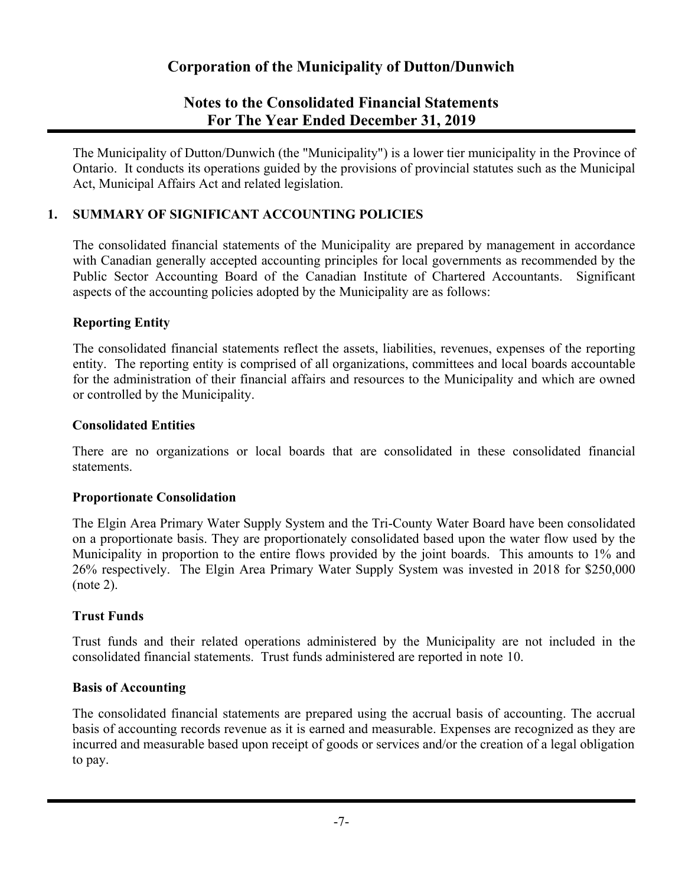# Corporation of the Municipality of Dutton/Dunwich

## Notes to the Consolidated Financial Statements For The Year Ended December 31, 2019

The Municipality of Dutton/Dunwich (the "Municipality") is a lower tier municipality in the Province of Ontario. It conducts its operations guided by the provisions of provincial statutes such as the Municipal Act, Municipal Affairs Act and related legislation.

### 1. SUMMARY OF SIGNIFICANT ACCOUNTING POLICIES

The consolidated financial statements of the Municipality are prepared by management in accordance with Canadian generally accepted accounting principles for local governments as recommended by the Public Sector Accounting Board of the Canadian Institute of Chartered Accountants. Significant aspects of the accounting policies adopted by the Municipality are as follows:

**Reporting Entity**

The consolidated financial statements reflect the assets, liabilities, revenues, expenses of the reporting entity. The reporting entity is comprised of all organizations, committees and local boards accountable for the administration of their financial affairs and resources to the Municipality and which are owned or controlled by the Municipality.

**Consolidated Entities**

There are no organizations or local boards that are consolidated in these consolidated financial statements.

**Proportionate Consolidation**

The Elgin Area Primary Water Supply System and the Tri-County Water Board have been consolidated on a proportionate basis. They are proportionately consolidated based upon the water flow used by the Municipality in proportion to the entire flows provided by the joint boards. This amounts to 1% and 26% respectively. The Elgin Area Primary Water Supply System was invested in 2018 for $250,000 (note 2).

**Trust Funds**

Trust funds and their related operations administered by the Municipality are not included in the consolidated financial statements. Trust funds administered are reported in note 10.

**Basis of Accounting**

The consolidated financial statements are prepared using the accrual basis of accounting. The accrual basis of accounting records revenue as it is earned and measurable. Expenses are recognized as they are incurred and measurable based upon receipt of goods or services and/or the creation of a legal obligation to pay.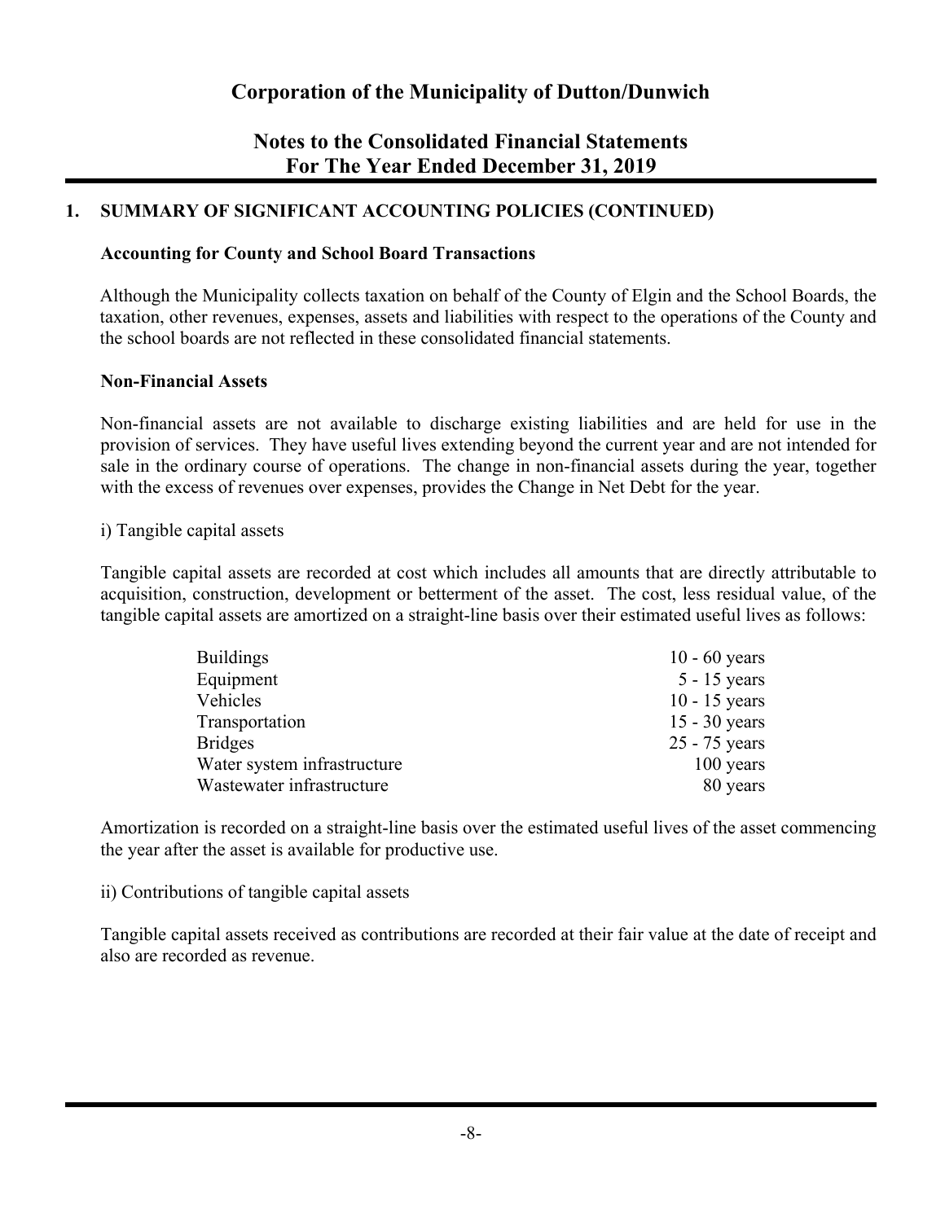# Corporation of the Municipality of Dutton/Dunwich

## Notes to the Consolidated Financial Statements
## For The Year Ended December 31, 2019

### 1. SUMMARY OF SIGNIFICANT ACCOUNTING POLICIES (CONTINUED)

#### Accounting for County and School Board Transactions

Although the Municipality collects taxation on behalf of the County of Elgin and the School Boards, the taxation, other revenues, expenses, assets and liabilities with respect to the operations of the County and the school boards are not reflected in these consolidated financial statements.

#### Non-Financial Assets

Non-financial assets are not available to discharge existing liabilities and are held for use in the provision of services. They have useful lives extending beyond the current year and are not intended for sale in the ordinary course of operations. The change in non-financial assets during the year, together with the excess of revenues over expenses, provides the Change in Net Debt for the year.

i) Tangible capital assets

Tangible capital assets are recorded at cost which includes all amounts that are directly attributable to acquisition, construction, development or betterment of the asset. The cost, less residual value, of the tangible capital assets are amortized on a straight-line basis over their estimated useful lives as follows:

| | |
|---|---|
| Buildings | 10 - 60 years |
| Equipment | 5 - 15 years |
| Vehicles | 10 - 15 years |
| Transportation | 15 - 30 years |
| Bridges | 25 - 75 years |
| Water system infrastructure | 100 years |
| Wastewater infrastructure | 80 years |

Amortization is recorded on a straight-line basis over the estimated useful lives of the asset commencing the year after the asset is available for productive use.

ii) Contributions of tangible capital assets

Tangible capital assets received as contributions are recorded at their fair value at the date of receipt and also are recorded as revenue.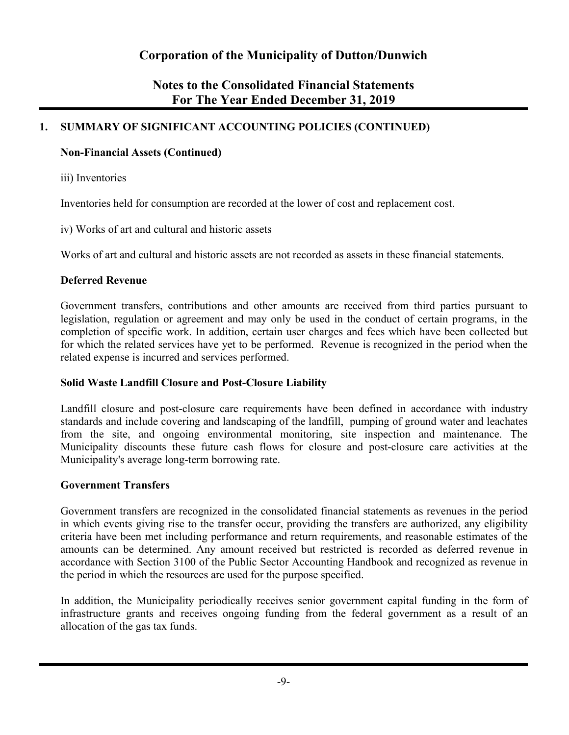## 1. SUMMARY OF SIGNIFICANT ACCOUNTING POLICIES (CONTINUED)

### Non-Financial Assets (Continued)

iii) Inventories

Inventories held for consumption are recorded at the lower of cost and replacement cost.

iv) Works of art and cultural and historic assets

Works of art and cultural and historic assets are not recorded as assets in these financial statements.

### Deferred Revenue

Government transfers, contributions and other amounts are received from third parties pursuant to legislation, regulation or agreement and may only be used in the conduct of certain programs, in the completion of specific work. In addition, certain user charges and fees which have been collected but for which the related services have yet to be performed. Revenue is recognized in the period when the related expense is incurred and services performed.

### Solid Waste Landfill Closure and Post-Closure Liability

Landfill closure and post-closure care requirements have been defined in accordance with industry standards and include covering and landscaping of the landfill, pumping of ground water and leachates from the site, and ongoing environmental monitoring, site inspection and maintenance. The Municipality discounts these future cash flows for closure and post-closure care activities at the Municipality's average long-term borrowing rate.

### Government Transfers

Government transfers are recognized in the consolidated financial statements as revenues in the period in which events giving rise to the transfer occur, providing the transfers are authorized, any eligibility criteria have been met including performance and return requirements, and reasonable estimates of the amounts can be determined. Any amount received but restricted is recorded as deferred revenue in accordance with Section 3100 of the Public Sector Accounting Handbook and recognized as revenue in the period in which the resources are used for the purpose specified.

In addition, the Municipality periodically receives senior government capital funding in the form of infrastructure grants and receives ongoing funding from the federal government as a result of an allocation of the gas tax funds.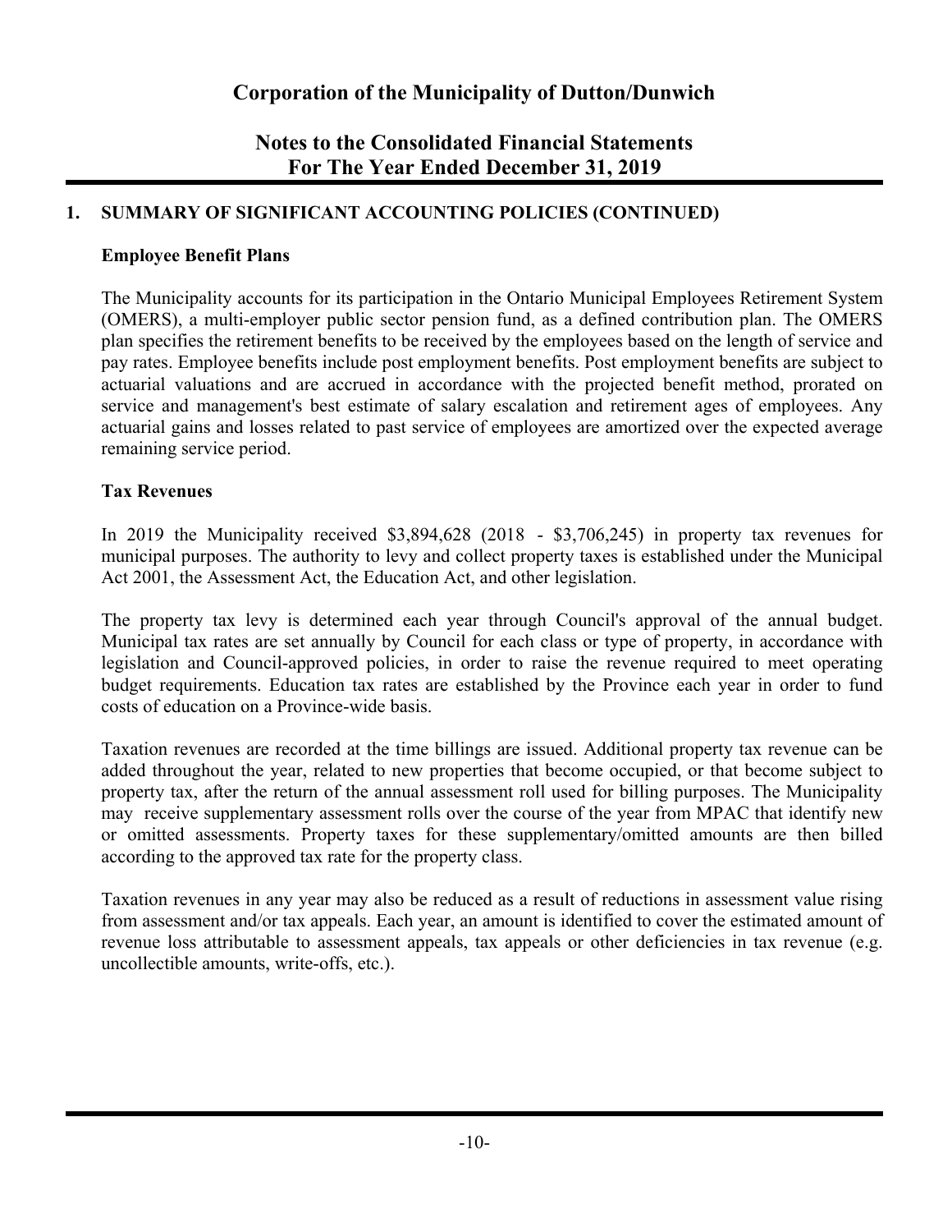# Corporation of the Municipality of Dutton/Dunwich

## Notes to the Consolidated Financial Statements For The Year Ended December 31, 2019

### 1. SUMMARY OF SIGNIFICANT ACCOUNTING POLICIES (CONTINUED)

**Employee Benefit Plans**

The Municipality accounts for its participation in the Ontario Municipal Employees Retirement System (OMERS), a multi-employer public sector pension fund, as a defined contribution plan. The OMERS plan specifies the retirement benefits to be received by the employees based on the length of service and pay rates. Employee benefits include post employment benefits. Post employment benefits are subject to actuarial valuations and are accrued in accordance with the projected benefit method, prorated on service and management's best estimate of salary escalation and retirement ages of employees. Any actuarial gains and losses related to past service of employees are amortized over the expected average remaining service period.

**Tax Revenues**

In 2019 the Municipality received $3,894,628 (2018 - $3,706,245) in property tax revenues for municipal purposes. The authority to levy and collect property taxes is established under the Municipal Act 2001, the Assessment Act, the Education Act, and other legislation.

The property tax levy is determined each year through Council's approval of the annual budget. Municipal tax rates are set annually by Council for each class or type of property, in accordance with legislation and Council-approved policies, in order to raise the revenue required to meet operating budget requirements. Education tax rates are established by the Province each year in order to fund costs of education on a Province-wide basis.

Taxation revenues are recorded at the time billings are issued. Additional property tax revenue can be added throughout the year, related to new properties that become occupied, or that become subject to property tax, after the return of the annual assessment roll used for billing purposes. The Municipality may receive supplementary assessment rolls over the course of the year from MPAC that identify new or omitted assessments. Property taxes for these supplementary/omitted amounts are then billed according to the approved tax rate for the property class.

Taxation revenues in any year may also be reduced as a result of reductions in assessment value rising from assessment and/or tax appeals. Each year, an amount is identified to cover the estimated amount of revenue loss attributable to assessment appeals, tax appeals or other deficiencies in tax revenue (e.g. uncollectible amounts, write-offs, etc.).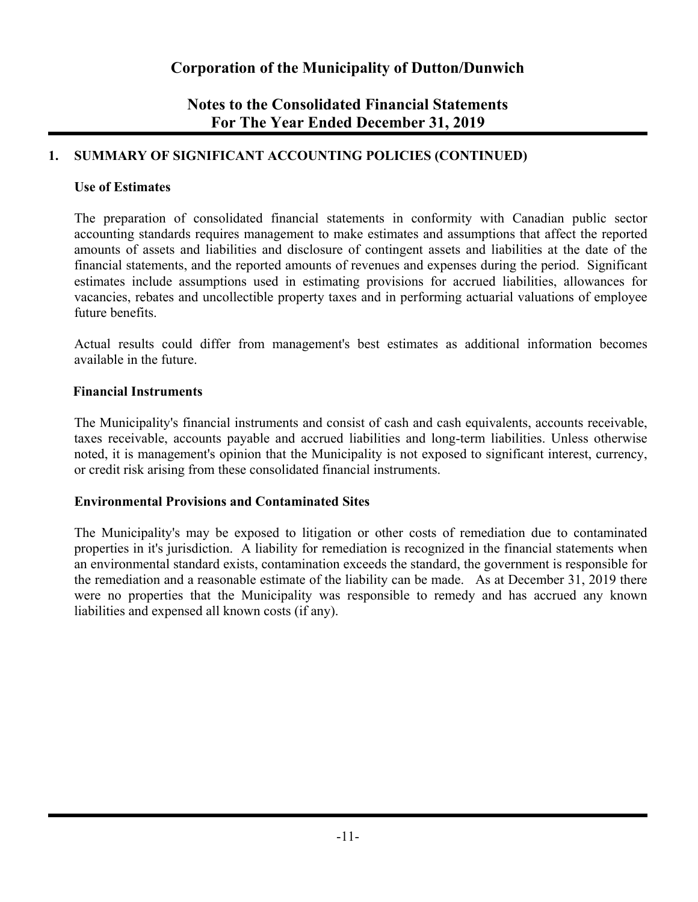## 1. SUMMARY OF SIGNIFICANT ACCOUNTING POLICIES (CONTINUED)

### Use of Estimates

The preparation of consolidated financial statements in conformity with Canadian public sector accounting standards requires management to make estimates and assumptions that affect the reported amounts of assets and liabilities and disclosure of contingent assets and liabilities at the date of the financial statements, and the reported amounts of revenues and expenses during the period. Significant estimates include assumptions used in estimating provisions for accrued liabilities, allowances for vacancies, rebates and uncollectible property taxes and in performing actuarial valuations of employee future benefits.

Actual results could differ from management's best estimates as additional information becomes available in the future.

### Financial Instruments

The Municipality's financial instruments and consist of cash and cash equivalents, accounts receivable, taxes receivable, accounts payable and accrued liabilities and long-term liabilities. Unless otherwise noted, it is management's opinion that the Municipality is not exposed to significant interest, currency, or credit risk arising from these consolidated financial instruments.

### Environmental Provisions and Contaminated Sites

The Municipality's may be exposed to litigation or other costs of remediation due to contaminated properties in it's jurisdiction. A liability for remediation is recognized in the financial statements when an environmental standard exists, contamination exceeds the standard, the government is responsible for the remediation and a reasonable estimate of the liability can be made. As at December 31, 2019 there were no properties that the Municipality was responsible to remedy and has accrued any known liabilities and expensed all known costs (if any).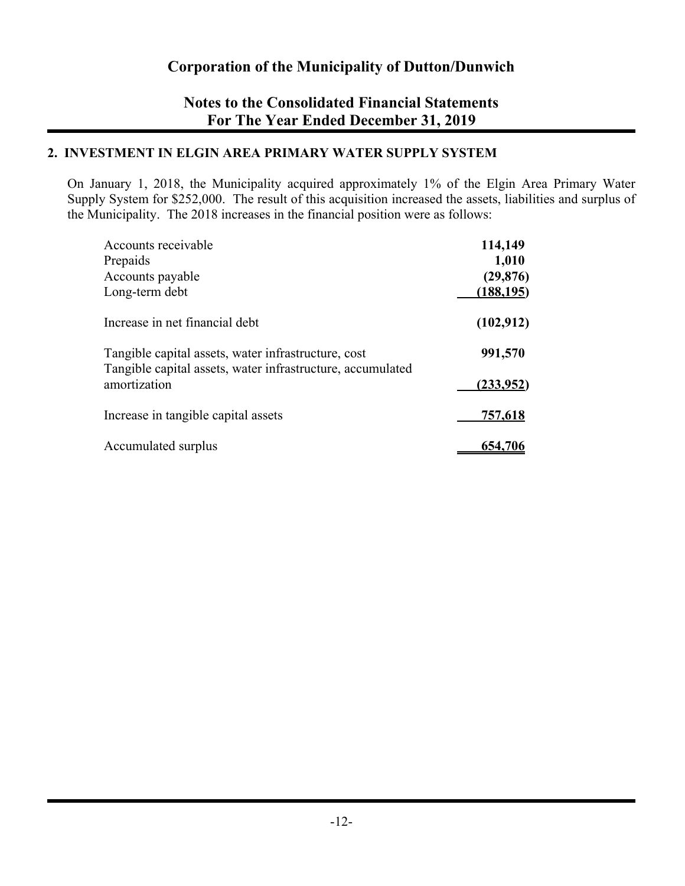# Corporation of the Municipality of Dutton/Dunwich

## Notes to the Consolidated Financial Statements
## For The Year Ended December 31, 2019

### 2. INVESTMENT IN ELGIN AREA PRIMARY WATER SUPPLY SYSTEM

On January 1, 2018, the Municipality acquired approximately 1% of the Elgin Area Primary Water Supply System for $252,000. The result of this acquisition increased the assets, liabilities and surplus of the Municipality. The 2018 increases in the financial position were as follows:

| | |
|---|---|
| Accounts receivable | **114,149** |
| Prepaids | **1,010** |
| Accounts payable | **(29,876)** |
| Long-term debt | **(188,195)** |
| Increase in net financial debt | **(102,912)** |
| Tangible capital assets, water infrastructure, cost | **991,570** |
| Tangible capital assets, water infrastructure, accumulated amortization | **(233,952)** |
| Increase in tangible capital assets | **757,618** |
| Accumulated surplus | **654,706** |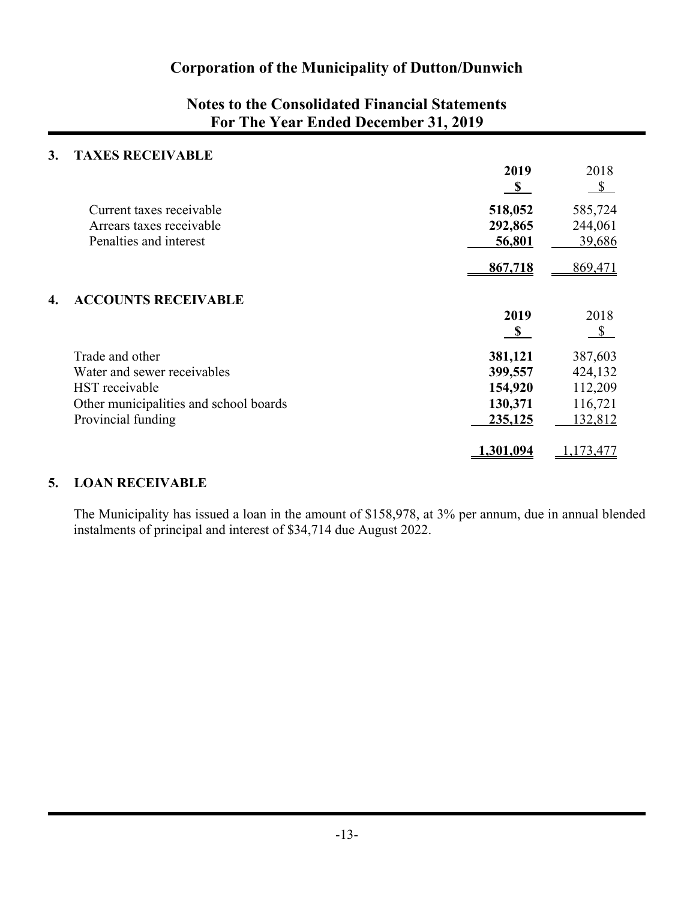# Corporation of the Municipality of Dutton/Dunwich

## Notes to the Consolidated Financial Statements
## For The Year Ended December 31, 2019

### 3. TAXES RECEIVABLE

| | **2019** | 2018 |
|---|---|---|
| | **$** | $ |
| Current taxes receivable | **518,052** | 585,724 |
| Arrears taxes receivable | **292,865** | 244,061 |
| Penalties and interest | **56,801** | 39,686 |
| | **867,718** | 869,471 |

### 4. ACCOUNTS RECEIVABLE

| | **2019** | 2018 |
|---|---|---|
| | **$** | $ |
| Trade and other | **381,121** | 387,603 |
| Water and sewer receivables | **399,557** | 424,132 |
| HST receivable | **154,920** | 112,209 |
| Other municipalities and school boards | **130,371** | 116,721 |
| Provincial funding | **235,125** | 132,812 |
| | **1,301,094** | 1,173,477 |

### 5. LOAN RECEIVABLE

The Municipality has issued a loan in the amount of $158,978, at 3% per annum, due in annual blended instalments of principal and interest of $34,714 due August 2022.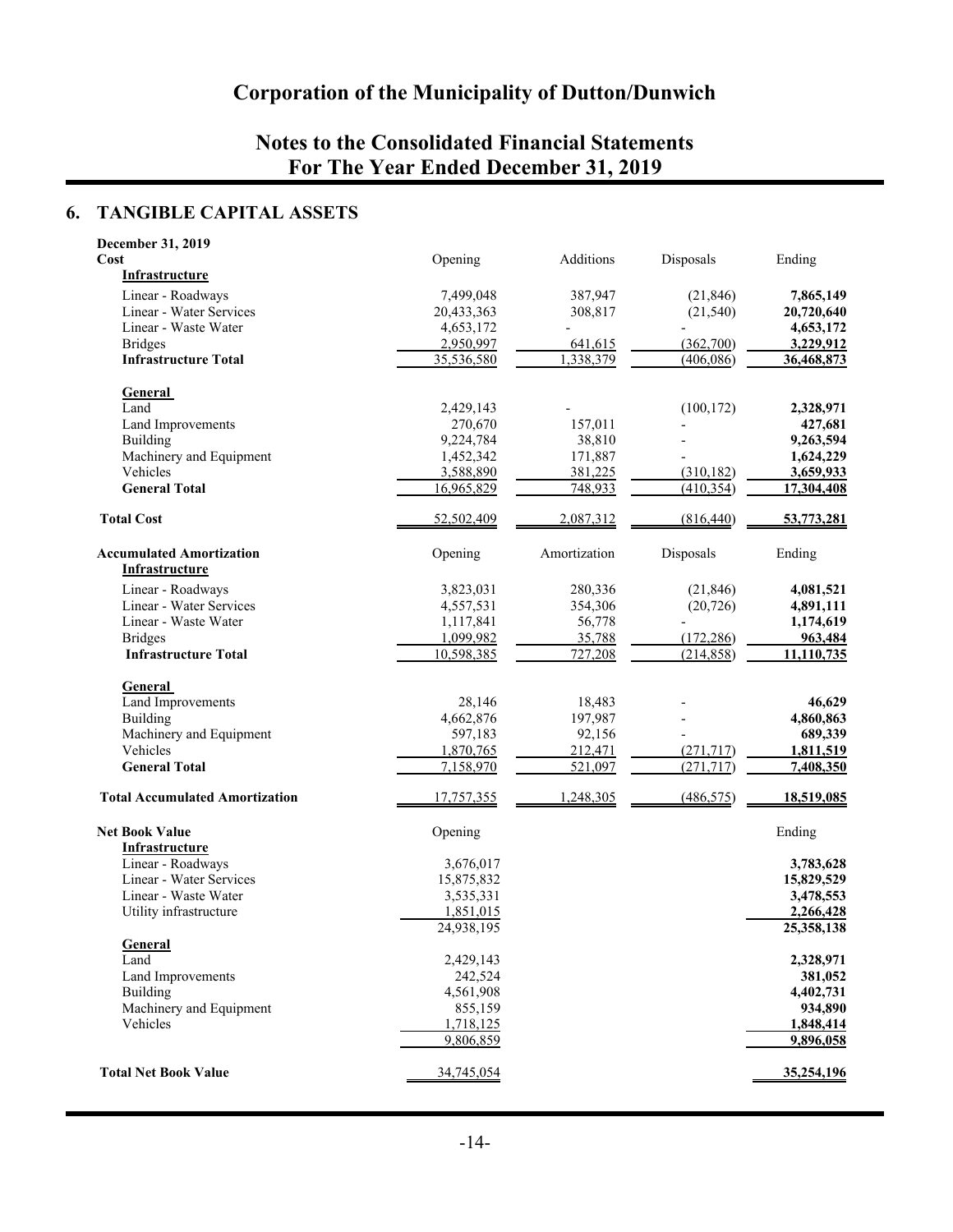# Corporation of the Municipality of Dutton/Dunwich

## Notes to the Consolidated Financial Statements For The Year Ended December 31, 2019

### 6. TANGIBLE CAPITAL ASSETS

| December 31, 2019 | | | | |
|---|---|---|---|---|
| **Cost** | Opening | Additions | Disposals | Ending |
| **Infrastructure** | | | | |
| Linear - Roadways | 7,499,048 | 387,947 | (21,846) | **7,865,149** |
| Linear - Water Services | 20,433,363 | 308,817 | (21,540) | **20,720,640** |
| Linear - Waste Water | 4,653,172 | - | - | **4,653,172** |
| Bridges | 2,950,997 | 641,615 | (362,700) | **3,229,912** |
| **Infrastructure Total** | 35,536,580 | 1,338,379 | (406,086) | **36,468,873** |
| **General** | | | | |
| Land | 2,429,143 | - | (100,172) | **2,328,971** |
| Land Improvements | 270,670 | 157,011 | - | **427,681** |
| Building | 9,224,784 | 38,810 | - | **9,263,594** |
| Machinery and Equipment | 1,452,342 | 171,887 | - | **1,624,229** |
| Vehicles | 3,588,890 | 381,225 | (310,182) | **3,659,933** |
| **General Total** | 16,965,829 | 748,933 | (410,354) | **17,304,408** |
| **Total Cost** | 52,502,409 | 2,087,312 | (816,440) | **53,773,281** |
| **Accumulated Amortization** | Opening | Amortization | Disposals | Ending |
| **Infrastructure** | | | | |
| Linear - Roadways | 3,823,031 | 280,336 | (21,846) | **4,081,521** |
| Linear - Water Services | 4,557,531 | 354,306 | (20,726) | **4,891,111** |
| Linear - Waste Water | 1,117,841 | 56,778 | - | **1,174,619** |
| Bridges | 1,099,982 | 35,788 | (172,286) | **963,484** |
| **Infrastructure Total** | 10,598,385 | 727,208 | (214,858) | **11,110,735** |
| **General** | | | | |
| Land Improvements | 28,146 | 18,483 | - | **46,629** |
| Building | 4,662,876 | 197,987 | - | **4,860,863** |
| Machinery and Equipment | 597,183 | 92,156 | - | **689,339** |
| Vehicles | 1,870,765 | 212,471 | (271,717) | **1,811,519** |
| **General Total** | 7,158,970 | 521,097 | (271,717) | **7,408,350** |
| **Total Accumulated Amortization** | 17,757,355 | 1,248,305 | (486,575) | **18,519,085** |
| **Net Book Value** | Opening | | | Ending |
| **Infrastructure** | | | | |
| Linear - Roadways | 3,676,017 | | | **3,783,628** |
| Linear - Water Services | 15,875,832 | | | **15,829,529** |
| Linear - Waste Water | 3,535,331 | | | **3,478,553** |
| Utility infrastructure | 1,851,015 | | | **2,266,428** |
| | 24,938,195 | | | **25,358,138** |
| **General** | | | | |
| Land | 2,429,143 | | | **2,328,971** |
| Land Improvements | 242,524 | | | **381,052** |
| Building | 4,561,908 | | | **4,402,731** |
| Machinery and Equipment | 855,159 | | | **934,890** |
| Vehicles | 1,718,125 | | | **1,848,414** |
| | 9,806,859 | | | **9,896,058** |
| **Total Net Book Value** | 34,745,054 | | | **35,254,196** |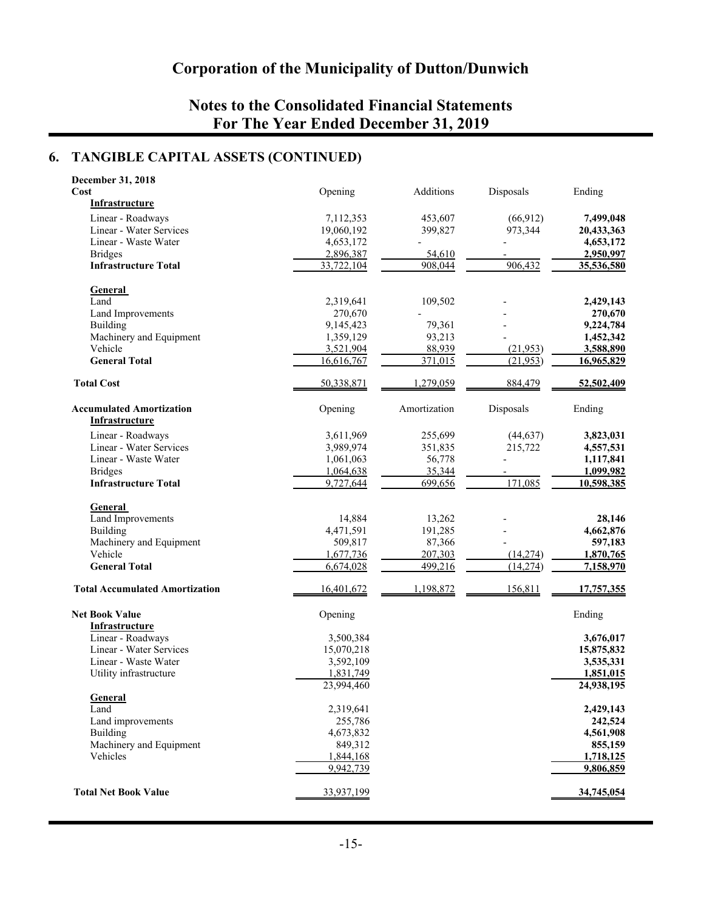# Corporation of the Municipality of Dutton/Dunwich

## Notes to the Consolidated Financial Statements For The Year Ended December 31, 2019

## 6. TANGIBLE CAPITAL ASSETS (CONTINUED)

**December 31, 2018**

| **Cost** | Opening | Additions | Disposals | Ending |
|---|---|---|---|---|
| **Infrastructure** | | | | |
| Linear - Roadways | 7,112,353 | 453,607 | (66,912) | **7,499,048** |
| Linear - Water Services | 19,060,192 | 399,827 | 973,344 | **20,433,363** |
| Linear - Waste Water | 4,653,172 | - | - | **4,653,172** |
| Bridges | 2,896,387 | 54,610 | - | **2,950,997** |
| **Infrastructure Total** | 33,722,104 | 908,044 | 906,432 | **35,536,580** |
| **General** | | | | |
| Land | 2,319,641 | 109,502 | - | **2,429,143** |
| Land Improvements | 270,670 | - | - | **270,670** |
| Building | 9,145,423 | 79,361 | - | **9,224,784** |
| Machinery and Equipment | 1,359,129 | 93,213 | - | **1,452,342** |
| Vehicle | 3,521,904 | 88,939 | (21,953) | **3,588,890** |
| **General Total** | 16,616,767 | 371,015 | (21,953) | **16,965,829** |
| **Total Cost** | 50,338,871 | 1,279,059 | 884,479 | **52,502,409** |

| **Accumulated Amortization** | Opening | Amortization | Disposals | Ending |
|---|---|---|---|---|
| **Infrastructure** | | | | |
| Linear - Roadways | 3,611,969 | 255,699 | (44,637) | **3,823,031** |
| Linear - Water Services | 3,989,974 | 351,835 | 215,722 | **4,557,531** |
| Linear - Waste Water | 1,061,063 | 56,778 | - | **1,117,841** |
| Bridges | 1,064,638 | 35,344 | - | **1,099,982** |
| **Infrastructure Total** | 9,727,644 | 699,656 | 171,085 | **10,598,385** |
| **General** | | | | |
| Land Improvements | 14,884 | 13,262 | - | **28,146** |
| Building | 4,471,591 | 191,285 | - | **4,662,876** |
| Machinery and Equipment | 509,817 | 87,366 | - | **597,183** |
| Vehicle | 1,677,736 | 207,303 | (14,274) | **1,870,765** |
| **General Total** | 6,674,028 | 499,216 | (14,274) | **7,158,970** |
| **Total Accumulated Amortization** | 16,401,672 | 1,198,872 | 156,811 | **17,757,355** |

| **Net Book Value** | Opening | Ending |
|---|---|---|
| **Infrastructure** | | |
| Linear - Roadways | 3,500,384 | **3,676,017** |
| Linear - Water Services | 15,070,218 | **15,875,832** |
| Linear - Waste Water | 3,592,109 | **3,535,331** |
| Utility infrastructure | 1,831,749 | **1,851,015** |
| | 23,994,460 | **24,938,195** |
| **General** | | |
| Land | 2,319,641 | **2,429,143** |
| Land improvements | 255,786 | **242,524** |
| Building | 4,673,832 | **4,561,908** |
| Machinery and Equipment | 849,312 | **855,159** |
| Vehicles | 1,844,168 | **1,718,125** |
| | 9,942,739 | **9,806,859** |
| **Total Net Book Value** | 33,937,199 | **34,745,054** |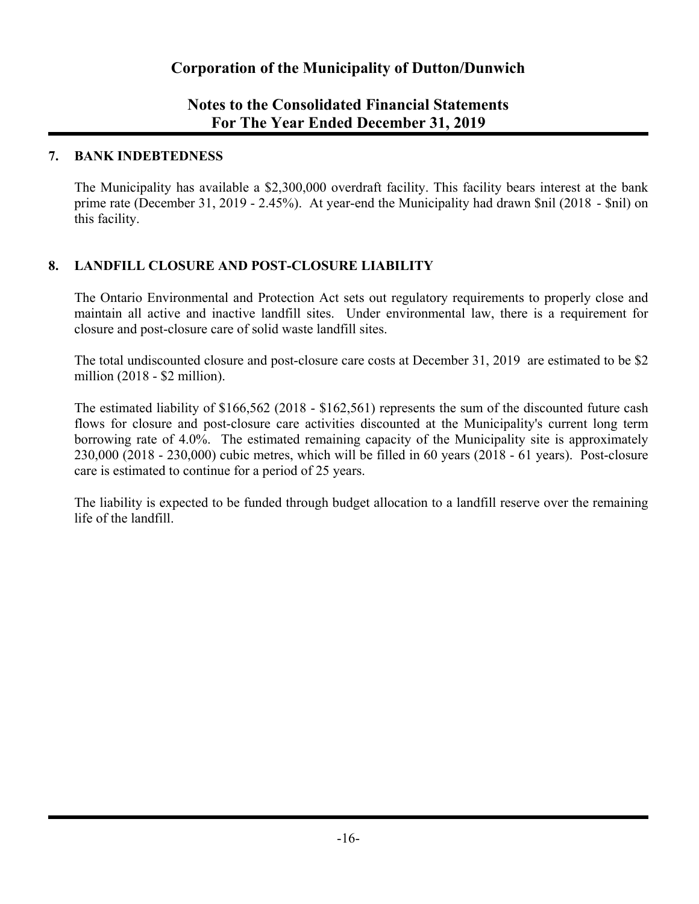## 7. BANK INDEBTEDNESS

The Municipality has available a $2,300,000 overdraft facility. This facility bears interest at the bank prime rate (December 31, 2019 - 2.45%). At year-end the Municipality had drawn $nil (2018 - $nil) on this facility.

## 8. LANDFILL CLOSURE AND POST-CLOSURE LIABILITY

The Ontario Environmental and Protection Act sets out regulatory requirements to properly close and maintain all active and inactive landfill sites. Under environmental law, there is a requirement for closure and post-closure care of solid waste landfill sites.

The total undiscounted closure and post-closure care costs at December 31, 2019 are estimated to be $2 million (2018 - $2 million).

The estimated liability of $166,562 (2018 - $162,561) represents the sum of the discounted future cash flows for closure and post-closure care activities discounted at the Municipality's current long term borrowing rate of 4.0%. The estimated remaining capacity of the Municipality site is approximately 230,000 (2018 - 230,000) cubic metres, which will be filled in 60 years (2018 - 61 years). Post-closure care is estimated to continue for a period of 25 years.

The liability is expected to be funded through budget allocation to a landfill reserve over the remaining life of the landfill.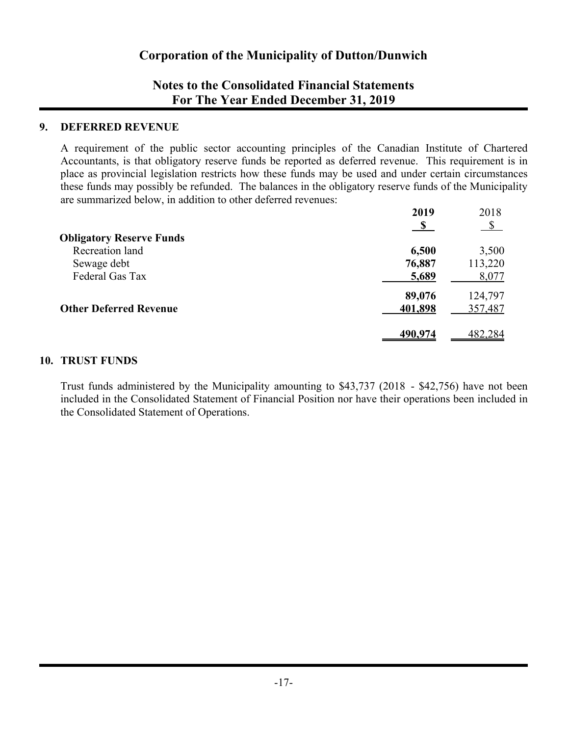## 9. DEFERRED REVENUE

A requirement of the public sector accounting principles of the Canadian Institute of Chartered Accountants, is that obligatory reserve funds be reported as deferred revenue. This requirement is in place as provincial legislation restricts how these funds may be used and under certain circumstances these funds may possibly be refunded. The balances in the obligatory reserve funds of the Municipality are summarized below, in addition to other deferred revenues:

| | **2019** | 2018 |
|---|---|---|
| | **$** | $ |
| **Obligatory Reserve Funds** | | |
| Recreation land | **6,500** | 3,500 |
| Sewage debt | **76,887** | 113,220 |
| Federal Gas Tax | **5,689** | 8,077 |
| | **89,076** | 124,797 |
| **Other Deferred Revenue** | **401,898** | 357,487 |
| | **490,974** | 482,284 |

## 10. TRUST FUNDS

Trust funds administered by the Municipality amounting to $43,737 (2018 - $42,756) have not been included in the Consolidated Statement of Financial Position nor have their operations been included in the Consolidated Statement of Operations.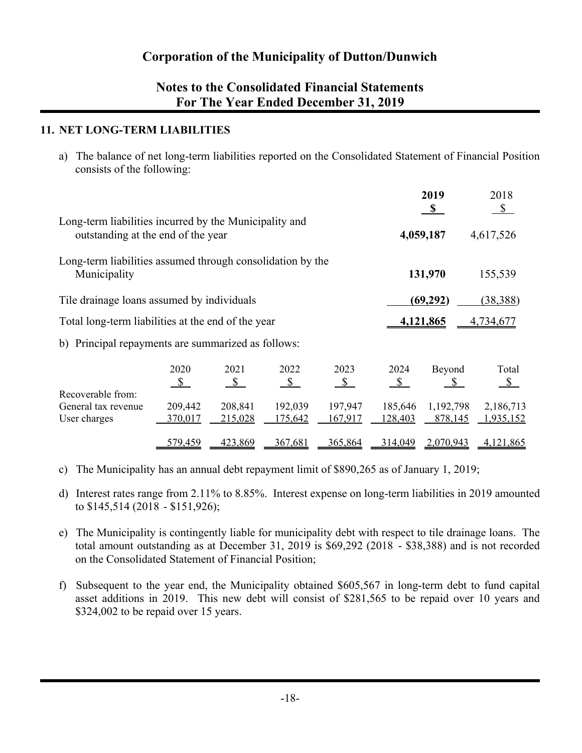# Corporation of the Municipality of Dutton/Dunwich

## Notes to the Consolidated Financial Statements For The Year Ended December 31, 2019

### 11. NET LONG-TERM LIABILITIES

a) The balance of net long-term liabilities reported on the Consolidated Statement of Financial Position consists of the following:

| | **2019** | 2018 |
|---|---|---|
| | **$** | $ |
| Long-term liabilities incurred by the Municipality and outstanding at the end of the year | **4,059,187** | 4,617,526 |
| Long-term liabilities assumed through consolidation by the Municipality | **131,970** | 155,539 |
| Tile drainage loans assumed by individuals | **(69,292)** | (38,388) |
| Total long-term liabilities at the end of the year | **4,121,865** | 4,734,677 |

b) Principal repayments are summarized as follows:

| | 2020 | 2021 | 2022 | 2023 | 2024 | Beyond | Total |
|---|---|---|---|---|---|---|---|
| | $ | $ | $ | $ | $ | $ | $ |
| Recoverable from: | | | | | | | |
| General tax revenue | 209,442 | 208,841 | 192,039 | 197,947 | 185,646 | 1,192,798 | 2,186,713 |
| User charges | 370,017 | 215,028 | 175,642 | 167,917 | 128,403 | 878,145 | 1,935,152 |
| | 579,459 | 423,869 | 367,681 | 365,864 | 314,049 | 2,070,943 | 4,121,865 |

c) The Municipality has an annual debt repayment limit of $890,265 as of January 1, 2019;

d) Interest rates range from 2.11% to 8.85%. Interest expense on long-term liabilities in 2019 amounted to $145,514 (2018 - $151,926);

e) The Municipality is contingently liable for municipality debt with respect to tile drainage loans. The total amount outstanding as at December 31, 2019 is $69,292 (2018 - $38,388) and is not recorded on the Consolidated Statement of Financial Position;

f) Subsequent to the year end, the Municipality obtained $605,567 in long-term debt to fund capital asset additions in 2019. This new debt will consist of $281,565 to be repaid over 10 years and $324,002 to be repaid over 15 years.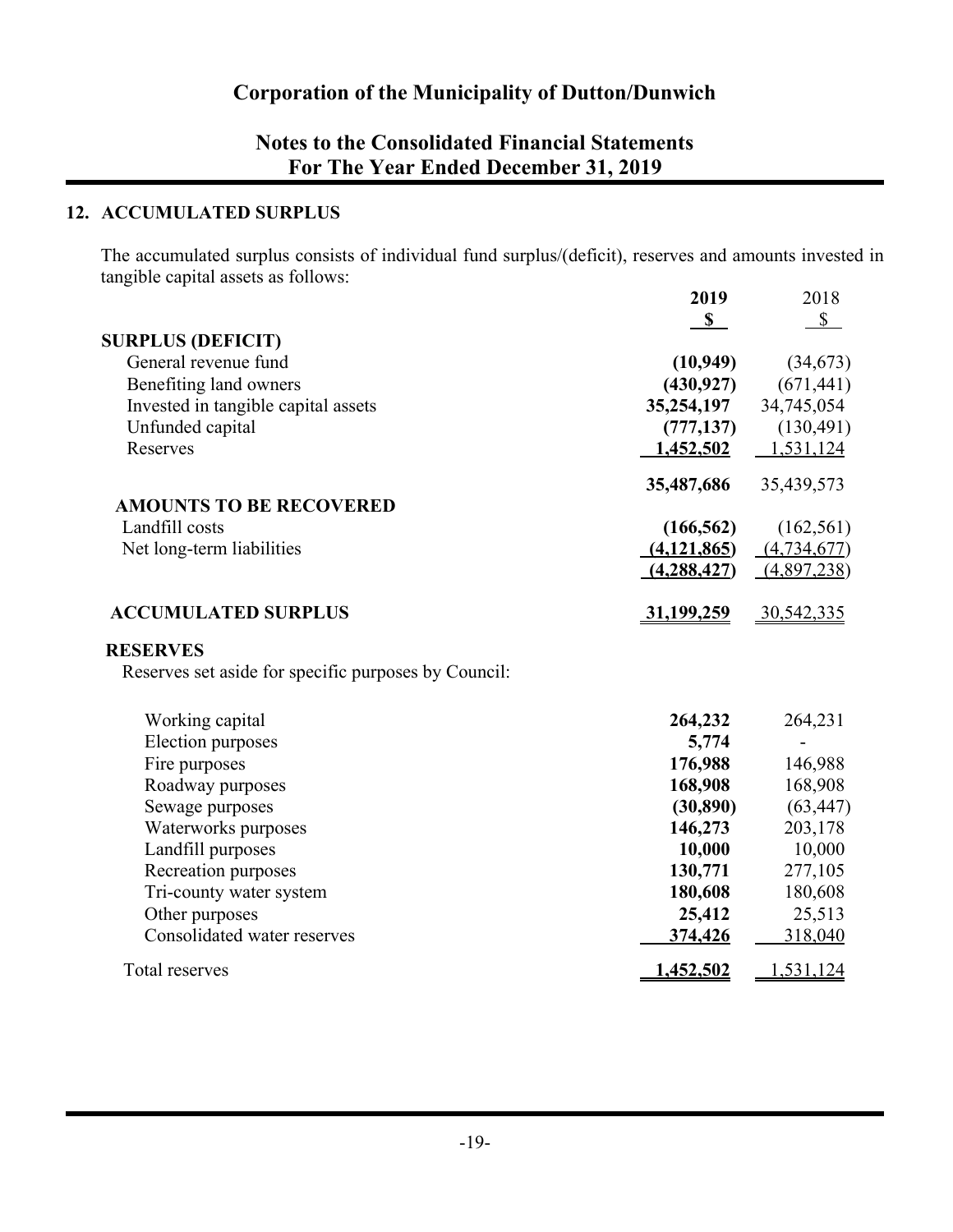# Corporation of the Municipality of Dutton/Dunwich

## Notes to the Consolidated Financial Statements For The Year Ended December 31, 2019

### 12. ACCUMULATED SURPLUS

The accumulated surplus consists of individual fund surplus/(deficit), reserves and amounts invested in tangible capital assets as follows:

| | 2019 | 2018 |
|---|---|---|
| | **$** | $ |
| **SURPLUS (DEFICIT)** | | |
| General revenue fund | **(10,949)** | (34,673) |
| Benefiting land owners | **(430,927)** | (671,441) |
| Invested in tangible capital assets | **35,254,197** | 34,745,054 |
| Unfunded capital | **(777,137)** | (130,491) |
| Reserves | **1,452,502** | 1,531,124 |
| | **35,487,686** | 35,439,573 |
| **AMOUNTS TO BE RECOVERED** | | |
| Landfill costs | **(166,562)** | (162,561) |
| Net long-term liabilities | **(4,121,865)** | (4,734,677) |
| | **(4,288,427)** | (4,897,238) |
| **ACCUMULATED SURPLUS** | **31,199,259** | 30,542,335 |

**RESERVES**

Reserves set aside for specific purposes by Council:

| | 2019 | 2018 |
|---|---|---|
| Working capital | **264,232** | 264,231 |
| Election purposes | **5,774** | - |
| Fire purposes | **176,988** | 146,988 |
| Roadway purposes | **168,908** | 168,908 |
| Sewage purposes | **(30,890)** | (63,447) |
| Waterworks purposes | **146,273** | 203,178 |
| Landfill purposes | **10,000** | 10,000 |
| Recreation purposes | **130,771** | 277,105 |
| Tri-county water system | **180,608** | 180,608 |
| Other purposes | **25,412** | 25,513 |
| Consolidated water reserves | **374,426** | 318,040 |
| Total reserves | **1,452,502** | 1,531,124 |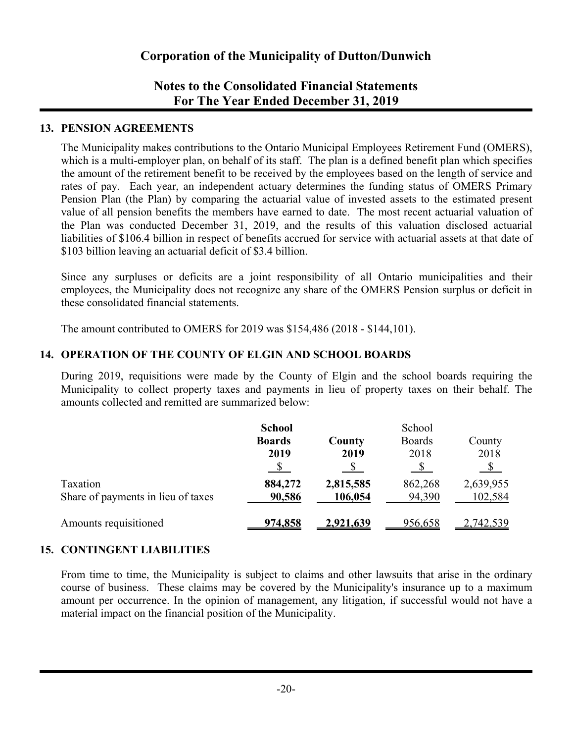# Corporation of the Municipality of Dutton/Dunwich

## Notes to the Consolidated Financial Statements
## For The Year Ended December 31, 2019

### 13. PENSION AGREEMENTS

The Municipality makes contributions to the Ontario Municipal Employees Retirement Fund (OMERS), which is a multi-employer plan, on behalf of its staff. The plan is a defined benefit plan which specifies the amount of the retirement benefit to be received by the employees based on the length of service and rates of pay. Each year, an independent actuary determines the funding status of OMERS Primary Pension Plan (the Plan) by comparing the actuarial value of invested assets to the estimated present value of all pension benefits the members have earned to date. The most recent actuarial valuation of the Plan was conducted December 31, 2019, and the results of this valuation disclosed actuarial liabilities of $106.4 billion in respect of benefits accrued for service with actuarial assets at that date of $103 billion leaving an actuarial deficit of $3.4 billion.

Since any surpluses or deficits are a joint responsibility of all Ontario municipalities and their employees, the Municipality does not recognize any share of the OMERS Pension surplus or deficit in these consolidated financial statements.

The amount contributed to OMERS for 2019 was $154,486 (2018 - $144,101).

### 14. OPERATION OF THE COUNTY OF ELGIN AND SCHOOL BOARDS

During 2019, requisitions were made by the County of Elgin and the school boards requiring the Municipality to collect property taxes and payments in lieu of property taxes on their behalf. The amounts collected and remitted are summarized below:

| | **School Boards 2019** | **County 2019** | School Boards 2018 | County 2018 |
|---|---|---|---|---|
| | **$** | **$** | $ | $ |
| Taxation | **884,272** | **2,815,585** | 862,268 | 2,639,955 |
| Share of payments in lieu of taxes | **90,586** | **106,054** | 94,390 | 102,584 |
| Amounts requisitioned | **974,858** | **2,921,639** | 956,658 | 2,742,539 |

### 15. CONTINGENT LIABILITIES

From time to time, the Municipality is subject to claims and other lawsuits that arise in the ordinary course of business. These claims may be covered by the Municipality's insurance up to a maximum amount per occurrence. In the opinion of management, any litigation, if successful would not have a material impact on the financial position of the Municipality.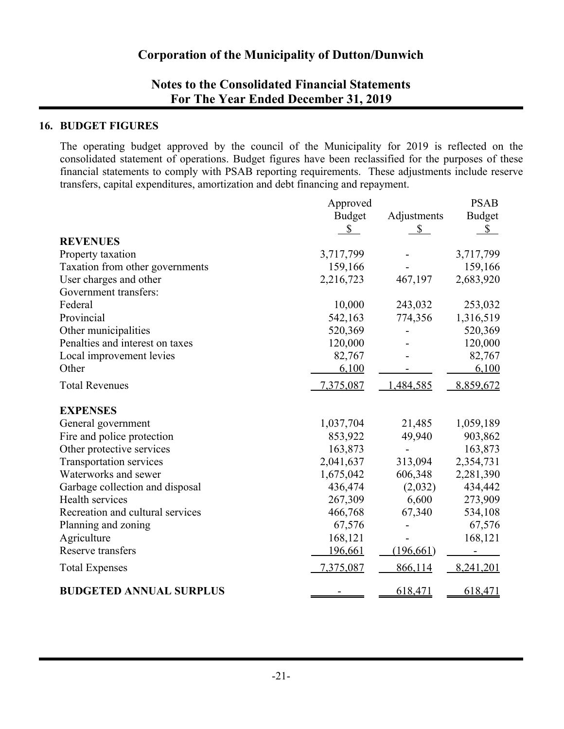# Corporation of the Municipality of Dutton/Dunwich

## Notes to the Consolidated Financial Statements
## For The Year Ended December 31, 2019

### 16. BUDGET FIGURES

The operating budget approved by the council of the Municipality for 2019 is reflected on the consolidated statement of operations. Budget figures have been reclassified for the purposes of these financial statements to comply with PSAB reporting requirements. These adjustments include reserve transfers, capital expenditures, amortization and debt financing and repayment.

| | Approved Budget $ | Adjustments $ | PSAB Budget $ |
|---|---|---|---|
| **REVENUES** | | | |
| Property taxation | 3,717,799 | - | 3,717,799 |
| Taxation from other governments | 159,166 | - | 159,166 |
| User charges and other | 2,216,723 | 467,197 | 2,683,920 |
| Government transfers: | | | |
| Federal | 10,000 | 243,032 | 253,032 |
| Provincial | 542,163 | 774,356 | 1,316,519 |
| Other municipalities | 520,369 | - | 520,369 |
| Penalties and interest on taxes | 120,000 | - | 120,000 |
| Local improvement levies | 82,767 | - | 82,767 |
| Other | 6,100 | - | 6,100 |
| Total Revenues | 7,375,087 | 1,484,585 | 8,859,672 |
| **EXPENSES** | | | |
| General government | 1,037,704 | 21,485 | 1,059,189 |
| Fire and police protection | 853,922 | 49,940 | 903,862 |
| Other protective services | 163,873 | - | 163,873 |
| Transportation services | 2,041,637 | 313,094 | 2,354,731 |
| Waterworks and sewer | 1,675,042 | 606,348 | 2,281,390 |
| Garbage collection and disposal | 436,474 | (2,032) | 434,442 |
| Health services | 267,309 | 6,600 | 273,909 |
| Recreation and cultural services | 466,768 | 67,340 | 534,108 |
| Planning and zoning | 67,576 | - | 67,576 |
| Agriculture | 168,121 | - | 168,121 |
| Reserve transfers | 196,661 | (196,661) | - |
| Total Expenses | 7,375,087 | 866,114 | 8,241,201 |
| **BUDGETED ANNUAL SURPLUS** | - | 618,471 | 618,471 |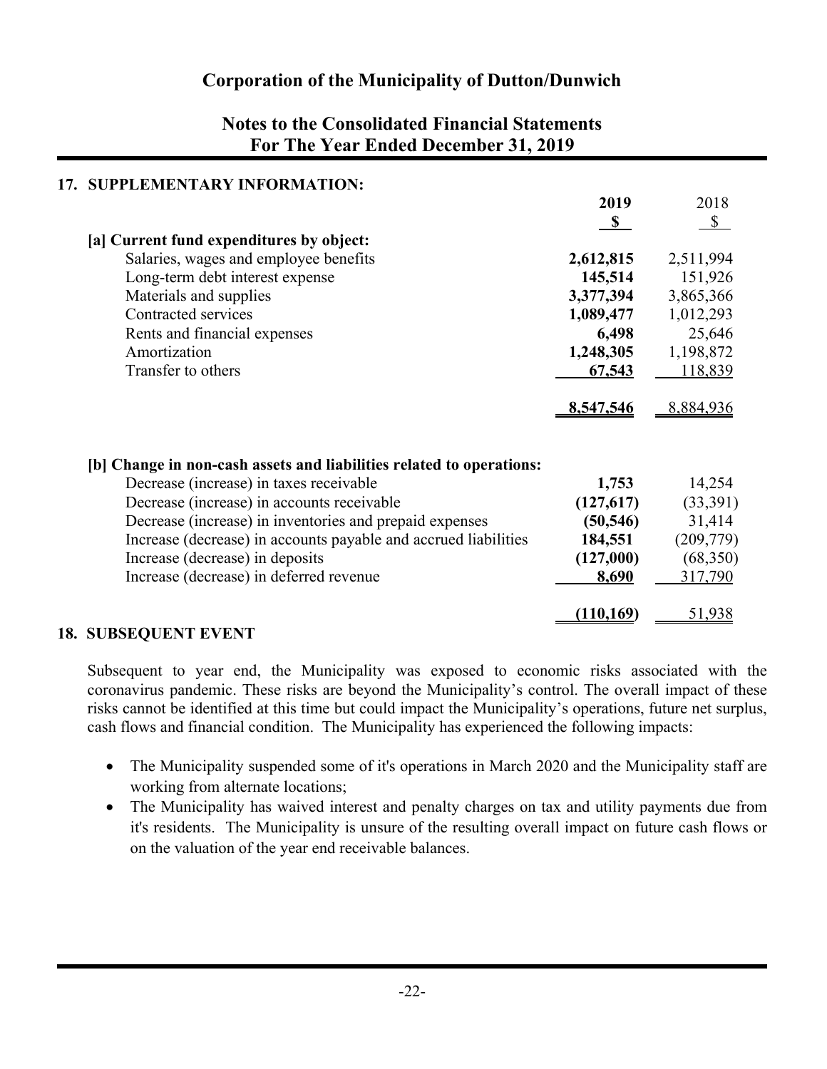# Corporation of the Municipality of Dutton/Dunwich

## Notes to the Consolidated Financial Statements
## For The Year Ended December 31, 2019

### 17. SUPPLEMENTARY INFORMATION:

| | 2019<br>$ | 2018<br>$ |
|---|---|---|
| **[a] Current fund expenditures by object:** | | |
| Salaries, wages and employee benefits | **2,612,815** | 2,511,994 |
| Long-term debt interest expense | **145,514** | 151,926 |
| Materials and supplies | **3,377,394** | 3,865,366 |
| Contracted services | **1,089,477** | 1,012,293 |
| Rents and financial expenses | **6,498** | 25,646 |
| Amortization | **1,248,305** | 1,198,872 |
| Transfer to others | **67,543** | 118,839 |
| | **8,547,546** | 8,884,936 |
| **[b] Change in non-cash assets and liabilities related to operations:** | | |
| Decrease (increase) in taxes receivable | **1,753** | 14,254 |
| Decrease (increase) in accounts receivable | **(127,617)** | (33,391) |
| Decrease (increase) in inventories and prepaid expenses | **(50,546)** | 31,414 |
| Increase (decrease) in accounts payable and accrued liabilities | **184,551** | (209,779) |
| Increase (decrease) in deposits | **(127,000)** | (68,350) |
| Increase (decrease) in deferred revenue | **8,690** | 317,790 |
| | **(110,169)** | 51,938 |

### 18. SUBSEQUENT EVENT

Subsequent to year end, the Municipality was exposed to economic risks associated with the coronavirus pandemic. These risks are beyond the Municipality's control. The overall impact of these risks cannot be identified at this time but could impact the Municipality's operations, future net surplus, cash flows and financial condition. The Municipality has experienced the following impacts:

- The Municipality suspended some of it's operations in March 2020 and the Municipality staff are working from alternate locations;
- The Municipality has waived interest and penalty charges on tax and utility payments due from it's residents. The Municipality is unsure of the resulting overall impact on future cash flows or on the valuation of the year end receivable balances.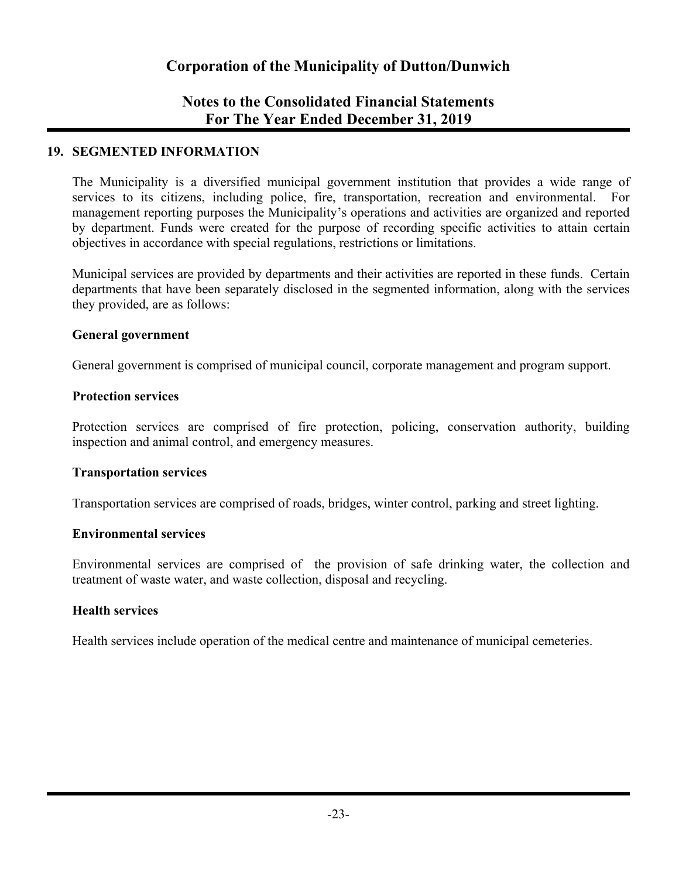## 19. SEGMENTED INFORMATION

The Municipality is a diversified municipal government institution that provides a wide range of services to its citizens, including police, fire, transportation, recreation and environmental. For management reporting purposes the Municipality's operations and activities are organized and reported by department. Funds were created for the purpose of recording specific activities to attain certain objectives in accordance with special regulations, restrictions or limitations.

Municipal services are provided by departments and their activities are reported in these funds. Certain departments that have been separately disclosed in the segmented information, along with the services they provided, are as follows:

**General government**

General government is comprised of municipal council, corporate management and program support.

**Protection services**

Protection services are comprised of fire protection, policing, conservation authority, building inspection and animal control, and emergency measures.

**Transportation services**

Transportation services are comprised of roads, bridges, winter control, parking and street lighting.

**Environmental services**

Environmental services are comprised of the provision of safe drinking water, the collection and treatment of waste water, and waste collection, disposal and recycling.

**Health services**

Health services include operation of the medical centre and maintenance of municipal cemeteries.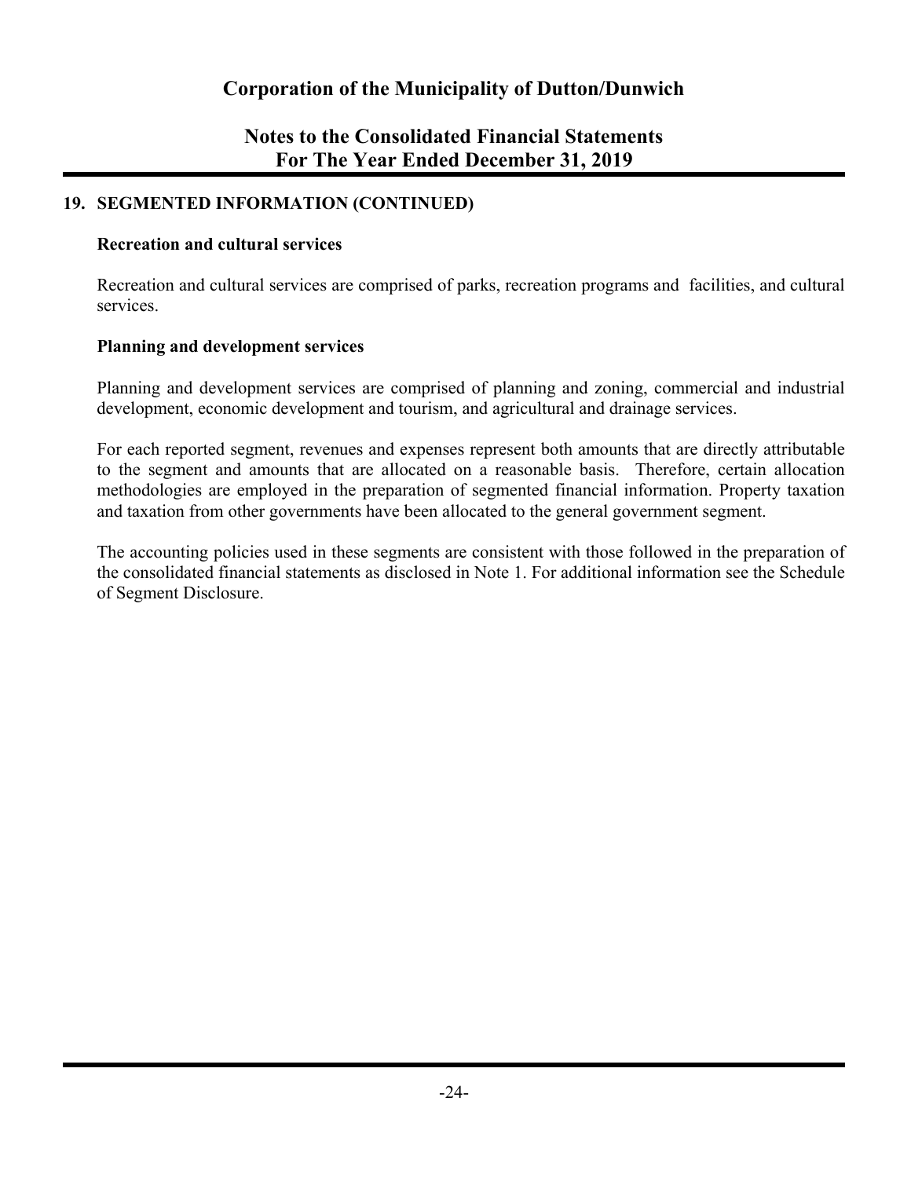## 19. SEGMENTED INFORMATION (CONTINUED)

**Recreation and cultural services**

Recreation and cultural services are comprised of parks, recreation programs and facilities, and cultural services.

**Planning and development services**

Planning and development services are comprised of planning and zoning, commercial and industrial development, economic development and tourism, and agricultural and drainage services.

For each reported segment, revenues and expenses represent both amounts that are directly attributable to the segment and amounts that are allocated on a reasonable basis. Therefore, certain allocation methodologies are employed in the preparation of segmented financial information. Property taxation and taxation from other governments have been allocated to the general government segment.

The accounting policies used in these segments are consistent with those followed in the preparation of the consolidated financial statements as disclosed in Note 1. For additional information see the Schedule of Segment Disclosure.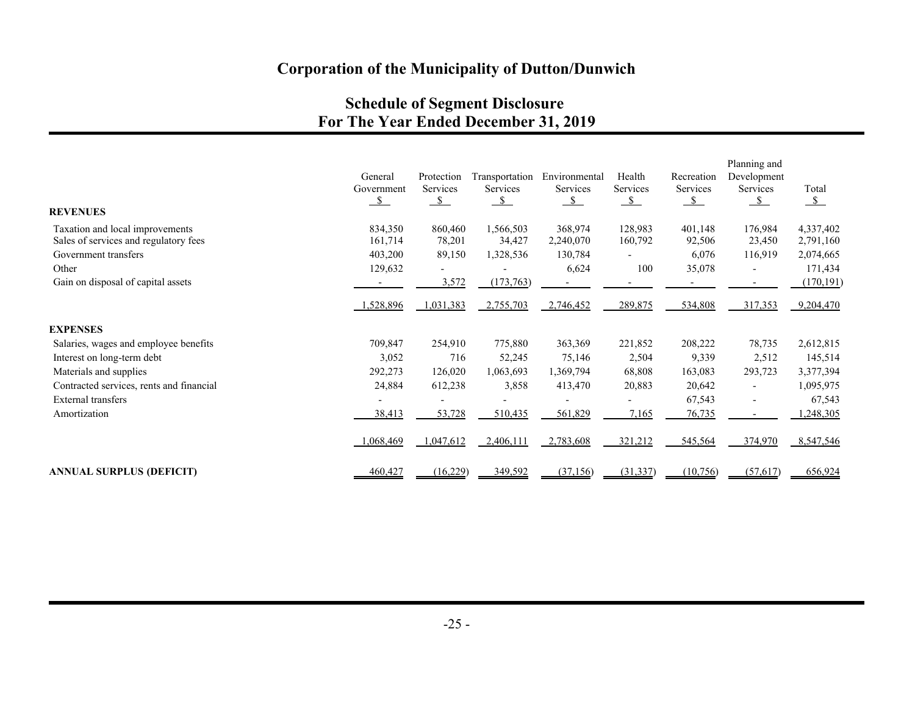# Corporation of the Municipality of Dutton/Dunwich

## Schedule of Segment Disclosure
## For The Year Ended December 31, 2019

| | General Government | Protection Services | Transportation Services | Environmental Services | Health Services | Recreation Services | Planning and Development Services | Total |
|---|---|---|---|---|---|---|---|---|
| | $ | $ | $ | $ | $ | $ | $ | $ |
| **REVENUES** | | | | | | | | |
| Taxation and local improvements | 834,350 | 860,460 | 1,566,503 | 368,974 | 128,983 | 401,148 | 176,984 | 4,337,402 |
| Sales of services and regulatory fees | 161,714 | 78,201 | 34,427 | 2,240,070 | 160,792 | 92,506 | 23,450 | 2,791,160 |
| Government transfers | 403,200 | 89,150 | 1,328,536 | 130,784 | - | 6,076 | 116,919 | 2,074,665 |
| Other | 129,632 | - | - | 6,624 | 100 | 35,078 | - | 171,434 |
| Gain on disposal of capital assets | - | 3,572 | (173,763) | - | - | - | - | (170,191) |
| | 1,528,896 | 1,031,383 | 2,755,703 | 2,746,452 | 289,875 | 534,808 | 317,353 | 9,204,470 |
| **EXPENSES** | | | | | | | | |
| Salaries, wages and employee benefits | 709,847 | 254,910 | 775,880 | 363,369 | 221,852 | 208,222 | 78,735 | 2,612,815 |
| Interest on long-term debt | 3,052 | 716 | 52,245 | 75,146 | 2,504 | 9,339 | 2,512 | 145,514 |
| Materials and supplies | 292,273 | 126,020 | 1,063,693 | 1,369,794 | 68,808 | 163,083 | 293,723 | 3,377,394 |
| Contracted services, rents and financial | 24,884 | 612,238 | 3,858 | 413,470 | 20,883 | 20,642 | - | 1,095,975 |
| External transfers | - | - | - | - | - | 67,543 | - | 67,543 |
| Amortization | 38,413 | 53,728 | 510,435 | 561,829 | 7,165 | 76,735 | - | 1,248,305 |
| | 1,068,469 | 1,047,612 | 2,406,111 | 2,783,608 | 321,212 | 545,564 | 374,970 | 8,547,546 |
| **ANNUAL SURPLUS (DEFICIT)** | 460,427 | (16,229) | 349,592 | (37,156) | (31,337) | (10,756) | (57,617) | 656,924 |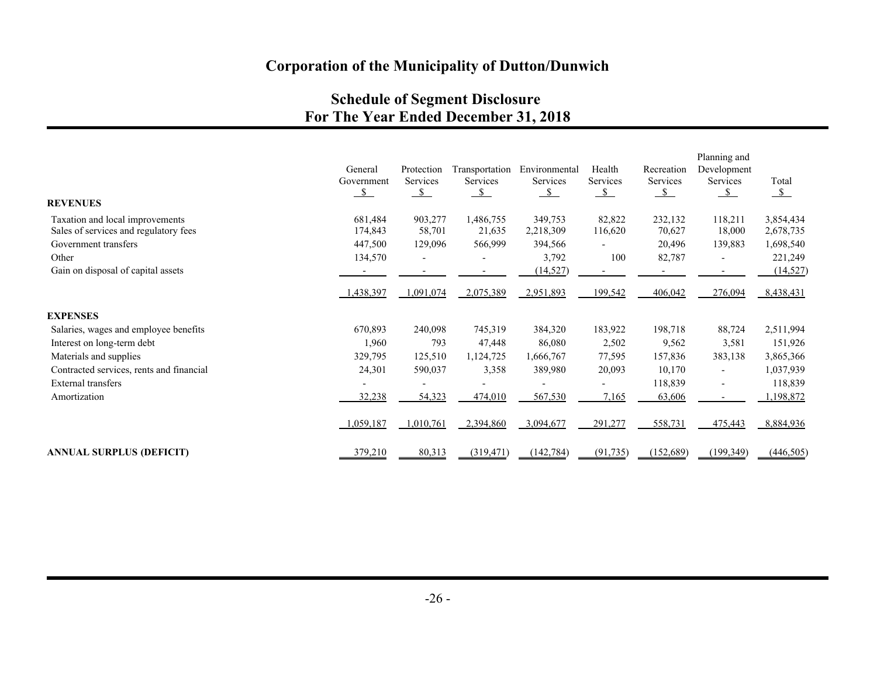# Corporation of the Municipality of Dutton/Dunwich

## Schedule of Segment Disclosure
## For The Year Ended December 31, 2018

| | General Government | Protection Services | Transportation Services | Environmental Services | Health Services | Recreation Services | Planning and Development Services | Total |
|---|---|---|---|---|---|---|---|---|
| | $ | $ | $ | $ | $ | $ | $ | $ |
| **REVENUES** | | | | | | | | |
| Taxation and local improvements | 681,484 | 903,277 | 1,486,755 | 349,753 | 82,822 | 232,132 | 118,211 | 3,854,434 |
| Sales of services and regulatory fees | 174,843 | 58,701 | 21,635 | 2,218,309 | 116,620 | 70,627 | 18,000 | 2,678,735 |
| Government transfers | 447,500 | 129,096 | 566,999 | 394,566 | - | 20,496 | 139,883 | 1,698,540 |
| Other | 134,570 | - | - | 3,792 | 100 | 82,787 | - | 221,249 |
| Gain on disposal of capital assets | - | - | - | (14,527) | - | - | - | (14,527) |
| | 1,438,397 | 1,091,074 | 2,075,389 | 2,951,893 | 199,542 | 406,042 | 276,094 | 8,438,431 |
| **EXPENSES** | | | | | | | | |
| Salaries, wages and employee benefits | 670,893 | 240,098 | 745,319 | 384,320 | 183,922 | 198,718 | 88,724 | 2,511,994 |
| Interest on long-term debt | 1,960 | 793 | 47,448 | 86,080 | 2,502 | 9,562 | 3,581 | 151,926 |
| Materials and supplies | 329,795 | 125,510 | 1,124,725 | 1,666,767 | 77,595 | 157,836 | 383,138 | 3,865,366 |
| Contracted services, rents and financial | 24,301 | 590,037 | 3,358 | 389,980 | 20,093 | 10,170 | - | 1,037,939 |
| External transfers | - | - | - | - | - | 118,839 | - | 118,839 |
| Amortization | 32,238 | 54,323 | 474,010 | 567,530 | 7,165 | 63,606 | - | 1,198,872 |
| | 1,059,187 | 1,010,761 | 2,394,860 | 3,094,677 | 291,277 | 558,731 | 475,443 | 8,884,936 |
| **ANNUAL SURPLUS (DEFICIT)** | 379,210 | 80,313 | (319,471) | (142,784) | (91,735) | (152,689) | (199,349) | (446,505) |